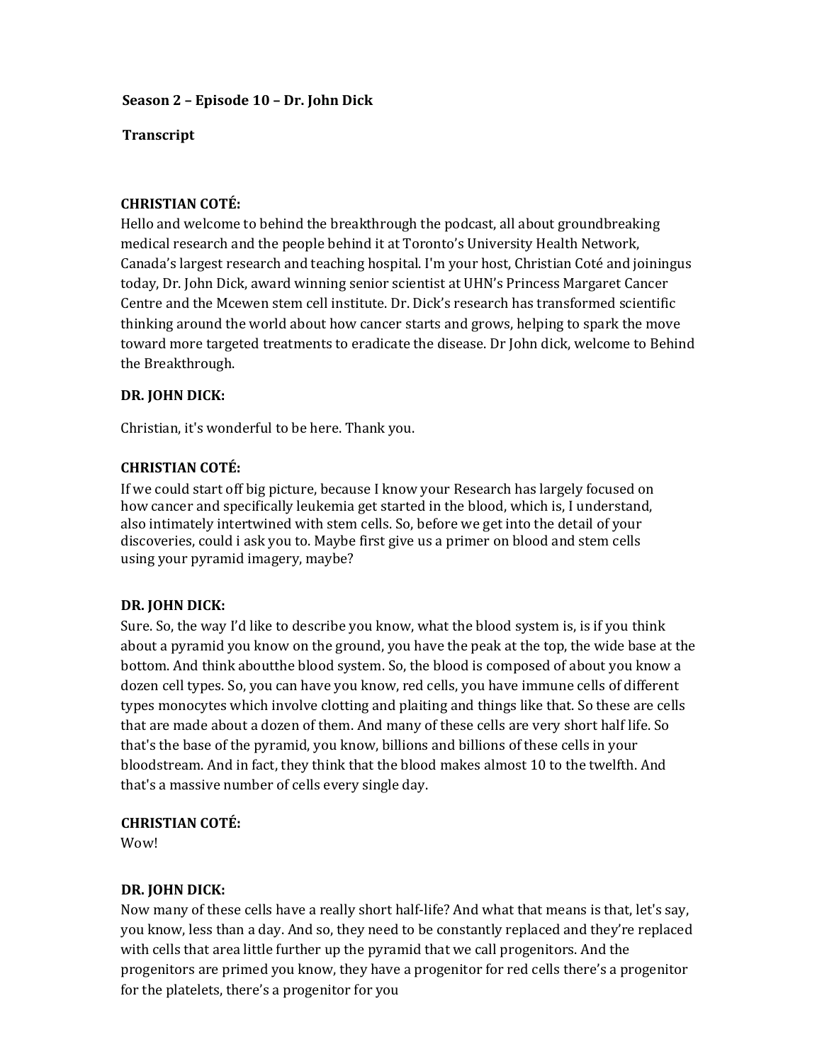**Season 2 – Episode 10 – Dr. John Dick**

**Transcript**

**CHRISTIAN COTÉ:**

Hello and welcome to behind the breakthrough the podcast, all about groundbreaking medical research and the people behind it at Toronto's University Health Network, Canada's largest research and teaching hospital. I'm your host, Christian Coté and joiningus today, Dr. John Dick, award winning senior scientist at UHN's Princess Margaret Cancer Centre and the Mcewen stem cell institute. Dr. Dick's research has transformed scientific thinking around the world about how cancer starts and grows, helping to spark the move toward more targeted treatments to eradicate the disease. Dr John dick, welcome to Behind the Breakthrough.

**DR. JOHN DICK:**

Christian, it's wonderful to be here. Thank you.

**CHRISTIAN COTÉ:**

If we could start off big picture, because I know your Research has largely focused on how cancer and specifically leukemia get started in the blood, which is, I understand, also intimately intertwined with stem cells. So, before we get into the detail of your discoveries, could i ask you to. Maybe first give us a primer on blood and stem cells using your pyramid imagery, maybe?

**DR. JOHN DICK:**

Sure. So, the way I'd like to describe you know, what the blood system is, is if you think about a pyramid you know on the ground, you have the peak at the top, the wide base at the bottom. And think aboutthe blood system. So, the blood is composed of about you know a dozen cell types. So, you can have you know, red cells, you have immune cells of different types monocytes which involve clotting and plaiting and things like that. So these are cells that are made about a dozen of them. And many of these cells are very short half life. So that's the base of the pyramid, you know, billions and billions of these cells in your bloodstream. And in fact, they think that the blood makes almost 10 to the twelfth. And that's a massive number of cells every single day.

**CHRISTIAN COTÉ:**

Wow!

**DR. JOHN DICK:**

Now many of these cells have a really short half-life? And what that means is that, let's say, you know, less than a day. And so, they need to be constantly replaced and they're replaced with cells that area little further up the pyramid that we call progenitors. And the progenitors are primed you know, they have a progenitor for red cells there's a progenitor for the platelets, there's a progenitor for you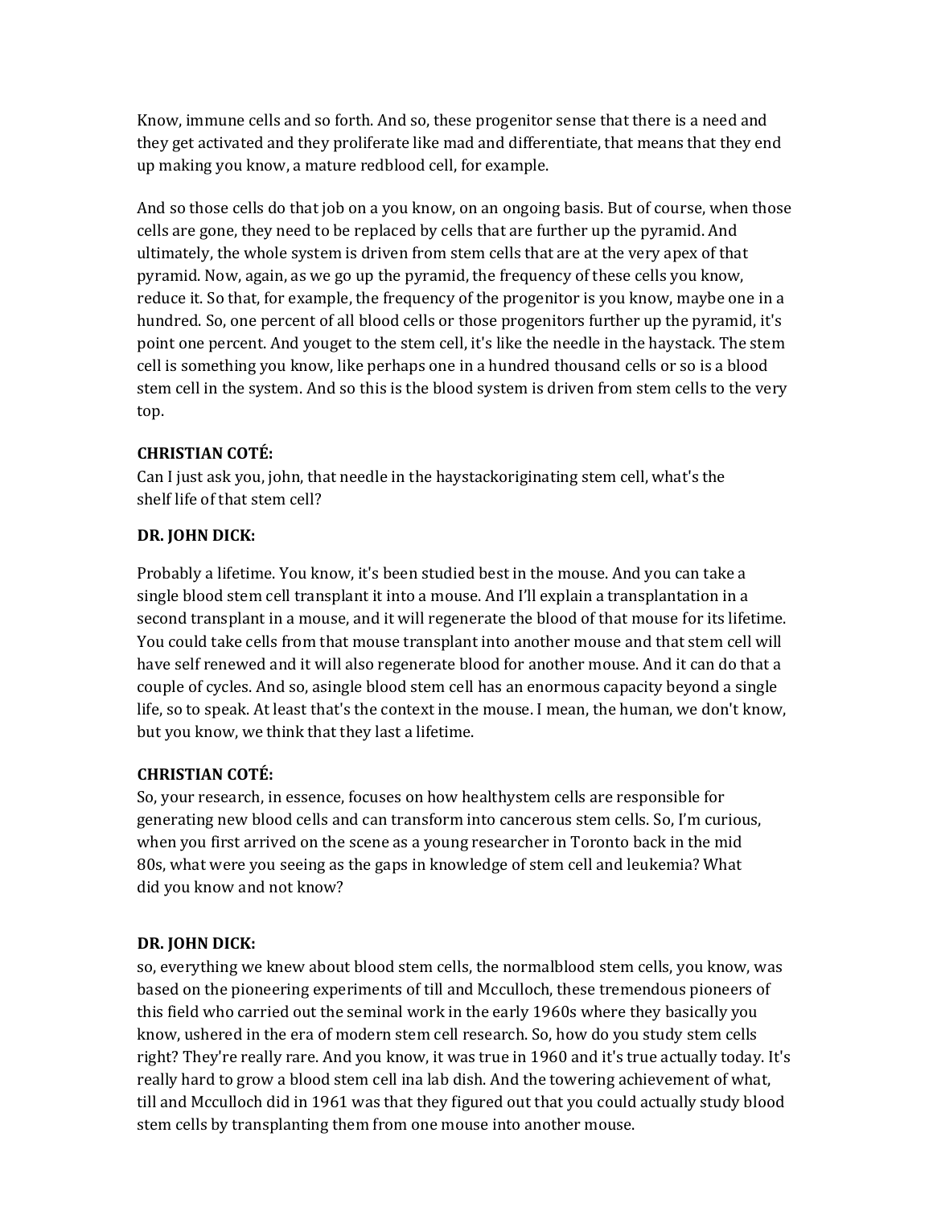Know, immune cells and so forth. And so, these progenitor sense that there is a need and they get activated and they proliferate like mad and differentiate, that means that they end up making you know, a mature redblood cell, for example.

And so those cells do that job on a you know, on an ongoing basis. But of course, when those cells are gone, they need to be replaced by cells that are further up the pyramid. And ultimately, the whole system is driven from stem cells that are at the very apex of that pyramid. Now, again, as we go up the pyramid, the frequency of these cells you know, reduce it. So that, for example, the frequency of the progenitor is you know, maybe one in a hundred. So, one percent of all blood cells or those progenitors further up the pyramid, it's point one percent. And youget to the stem cell, it's like the needle in the haystack. The stem cell is something you know, like perhaps one in a hundred thousand cells or so is a blood stem cell in the system. And so this is the blood system is driven from stem cells to the very top.

**CHRISTIAN COTÉ:**
Can I just ask you, john, that needle in the haystackoriginating stem cell, what's the shelf life of that stem cell?

**DR. JOHN DICK:**

Probably a lifetime. You know, it's been studied best in the mouse. And you can take a single blood stem cell transplant it into a mouse. And I'll explain a transplantation in a second transplant in a mouse, and it will regenerate the blood of that mouse for its lifetime. You could take cells from that mouse transplant into another mouse and that stem cell will have self renewed and it will also regenerate blood for another mouse. And it can do that a couple of cycles. And so, asingle blood stem cell has an enormous capacity beyond a single life, so to speak. At least that's the context in the mouse. I mean, the human, we don't know, but you know, we think that they last a lifetime.

**CHRISTIAN COTÉ:**
So, your research, in essence, focuses on how healthystem cells are responsible for generating new blood cells and can transform into cancerous stem cells. So, I'm curious, when you first arrived on the scene as a young researcher in Toronto back in the mid 80s, what were you seeing as the gaps in knowledge of stem cell and leukemia? What did you know and not know?

**DR. JOHN DICK:**
so, everything we knew about blood stem cells, the normalblood stem cells, you know, was based on the pioneering experiments of till and Mcculloch, these tremendous pioneers of this field who carried out the seminal work in the early 1960s where they basically you know, ushered in the era of modern stem cell research. So, how do you study stem cells right? They're really rare. And you know, it was true in 1960 and it's true actually today. It's really hard to grow a blood stem cell ina lab dish. And the towering achievement of what, till and Mcculloch did in 1961 was that they figured out that you could actually study blood stem cells by transplanting them from one mouse into another mouse.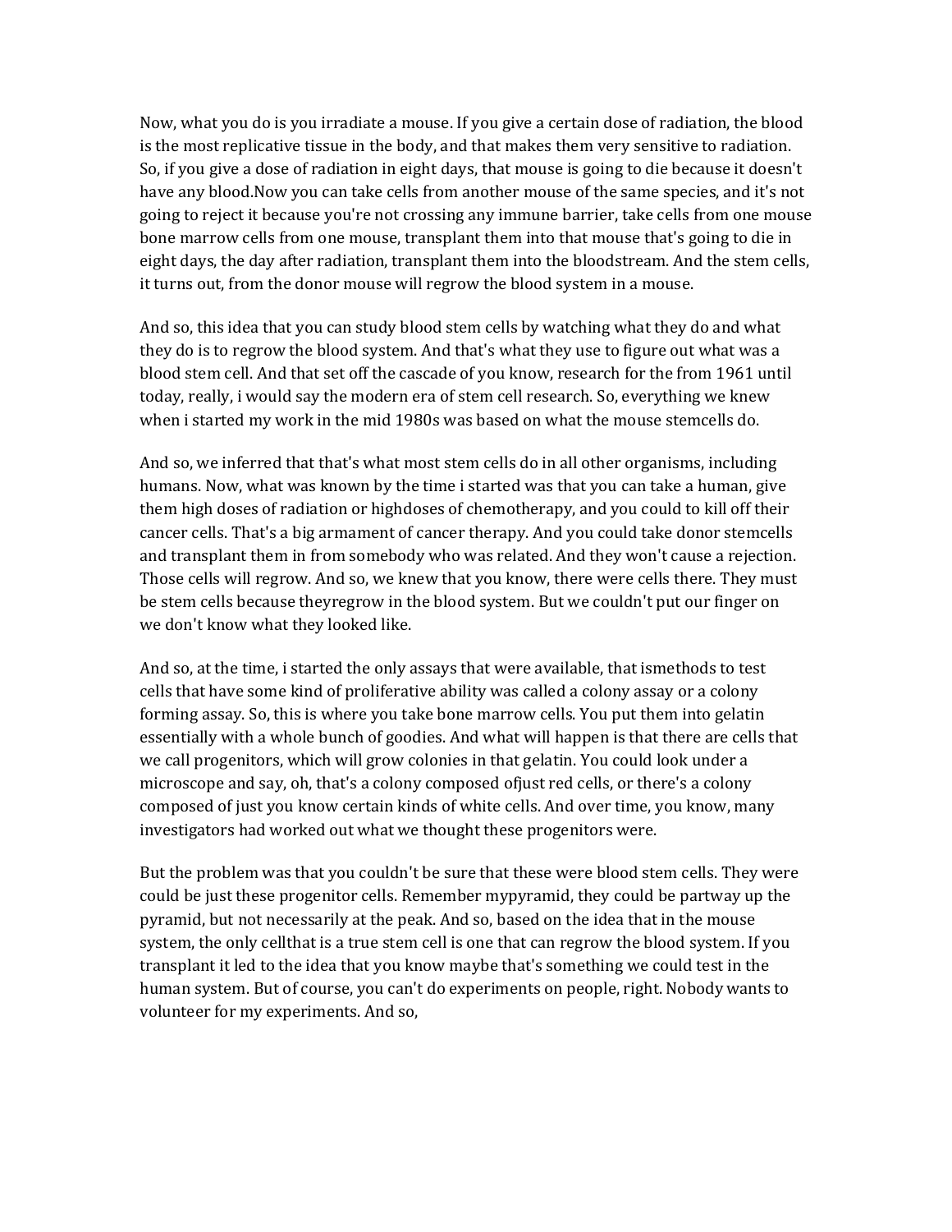Now, what you do is you irradiate a mouse. If you give a certain dose of radiation, the blood is the most replicative tissue in the body, and that makes them very sensitive to radiation. So, if you give a dose of radiation in eight days, that mouse is going to die because it doesn't have any blood.Now you can take cells from another mouse of the same species, and it's not going to reject it because you're not crossing any immune barrier, take cells from one mouse bone marrow cells from one mouse, transplant them into that mouse that's going to die in eight days, the day after radiation, transplant them into the bloodstream. And the stem cells, it turns out, from the donor mouse will regrow the blood system in a mouse.

And so, this idea that you can study blood stem cells by watching what they do and what they do is to regrow the blood system. And that's what they use to figure out what was a blood stem cell. And that set off the cascade of you know, research for the from 1961 until today, really, i would say the modern era of stem cell research. So, everything we knew when i started my work in the mid 1980s was based on what the mouse stemcells do.

And so, we inferred that that's what most stem cells do in all other organisms, including humans. Now, what was known by the time i started was that you can take a human, give them high doses of radiation or highdoses of chemotherapy, and you could to kill off their cancer cells. That's a big armament of cancer therapy. And you could take donor stemcells and transplant them in from somebody who was related. And they won't cause a rejection. Those cells will regrow. And so, we knew that you know, there were cells there. They must be stem cells because theyregrow in the blood system. But we couldn't put our finger on we don't know what they looked like.

And so, at the time, i started the only assays that were available, that ismethods to test cells that have some kind of proliferative ability was called a colony assay or a colony forming assay. So, this is where you take bone marrow cells. You put them into gelatin essentially with a whole bunch of goodies. And what will happen is that there are cells that we call progenitors, which will grow colonies in that gelatin. You could look under a microscope and say, oh, that's a colony composed ofjust red cells, or there's a colony composed of just you know certain kinds of white cells. And over time, you know, many investigators had worked out what we thought these progenitors were.

But the problem was that you couldn't be sure that these were blood stem cells. They were could be just these progenitor cells. Remember mypyramid, they could be partway up the pyramid, but not necessarily at the peak. And so, based on the idea that in the mouse system, the only cellthat is a true stem cell is one that can regrow the blood system. If you transplant it led to the idea that you know maybe that's something we could test in the human system. But of course, you can't do experiments on people, right. Nobody wants to volunteer for my experiments. And so,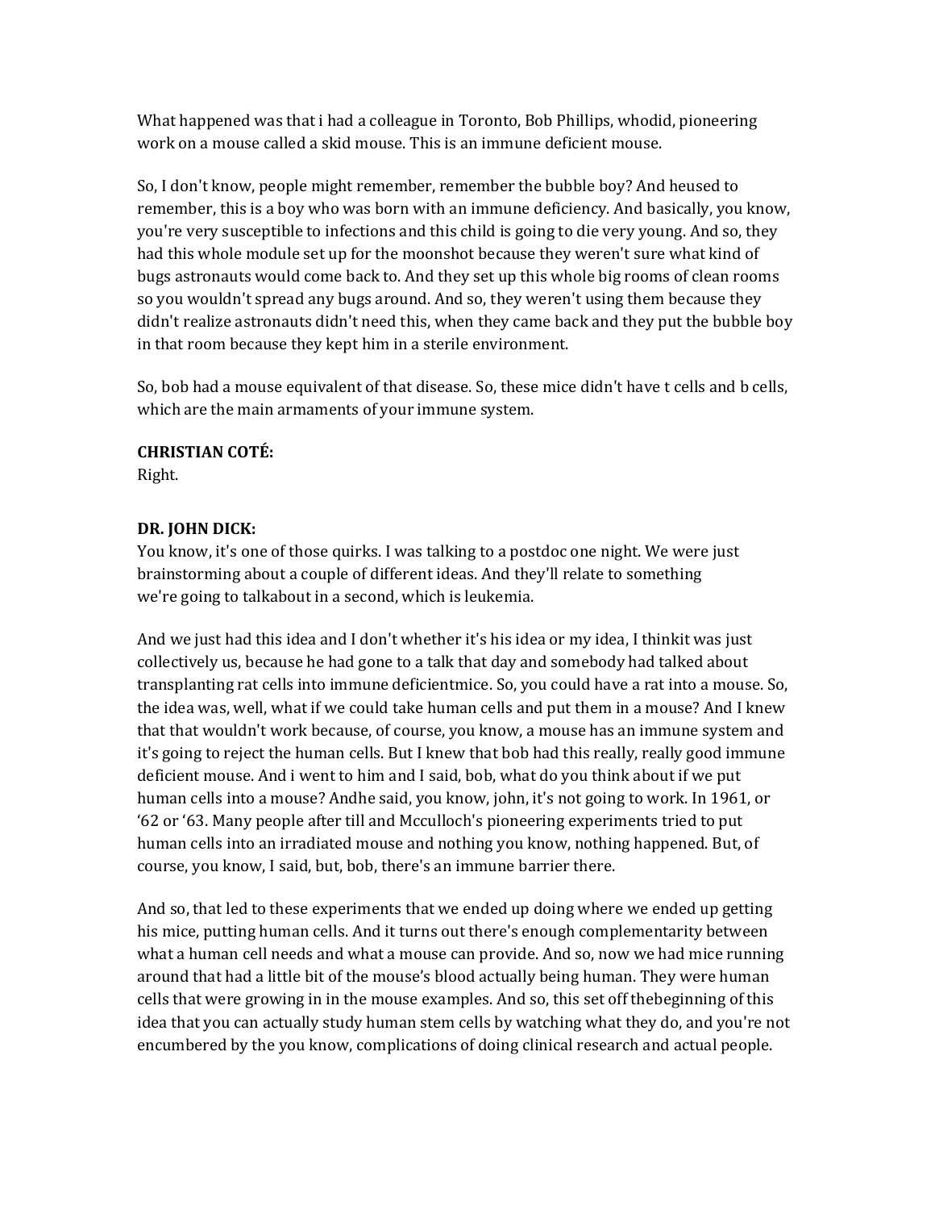What happened was that i had a colleague in Toronto, Bob Phillips, whodid, pioneering work on a mouse called a skid mouse. This is an immune deficient mouse.

So, I don't know, people might remember, remember the bubble boy? And heused to remember, this is a boy who was born with an immune deficiency. And basically, you know, you're very susceptible to infections and this child is going to die very young. And so, they had this whole module set up for the moonshot because they weren't sure what kind of bugs astronauts would come back to. And they set up this whole big rooms of clean rooms so you wouldn't spread any bugs around. And so, they weren't using them because they didn't realize astronauts didn't need this, when they came back and they put the bubble boy in that room because they kept him in a sterile environment.

So, bob had a mouse equivalent of that disease. So, these mice didn't have t cells and b cells, which are the main armaments of your immune system.

**CHRISTIAN COTÉ:**
Right.

**DR. JOHN DICK:**
You know, it's one of those quirks. I was talking to a postdoc one night. We were just brainstorming about a couple of different ideas. And they'll relate to something we're going to talkabout in a second, which is leukemia.

And we just had this idea and I don't whether it's his idea or my idea, I thinkit was just collectively us, because he had gone to a talk that day and somebody had talked about transplanting rat cells into immune deficientmice. So, you could have a rat into a mouse. So, the idea was, well, what if we could take human cells and put them in a mouse? And I knew that that wouldn't work because, of course, you know, a mouse has an immune system and it's going to reject the human cells. But I knew that bob had this really, really good immune deficient mouse. And i went to him and I said, bob, what do you think about if we put human cells into a mouse? Andhe said, you know, john, it's not going to work. In 1961, or '62 or '63. Many people after till and Mcculloch's pioneering experiments tried to put human cells into an irradiated mouse and nothing you know, nothing happened. But, of course, you know, I said, but, bob, there's an immune barrier there.

And so, that led to these experiments that we ended up doing where we ended up getting his mice, putting human cells. And it turns out there's enough complementarity between what a human cell needs and what a mouse can provide. And so, now we had mice running around that had a little bit of the mouse's blood actually being human. They were human cells that were growing in in the mouse examples. And so, this set off thebeginning of this idea that you can actually study human stem cells by watching what they do, and you're not encumbered by the you know, complications of doing clinical research and actual people.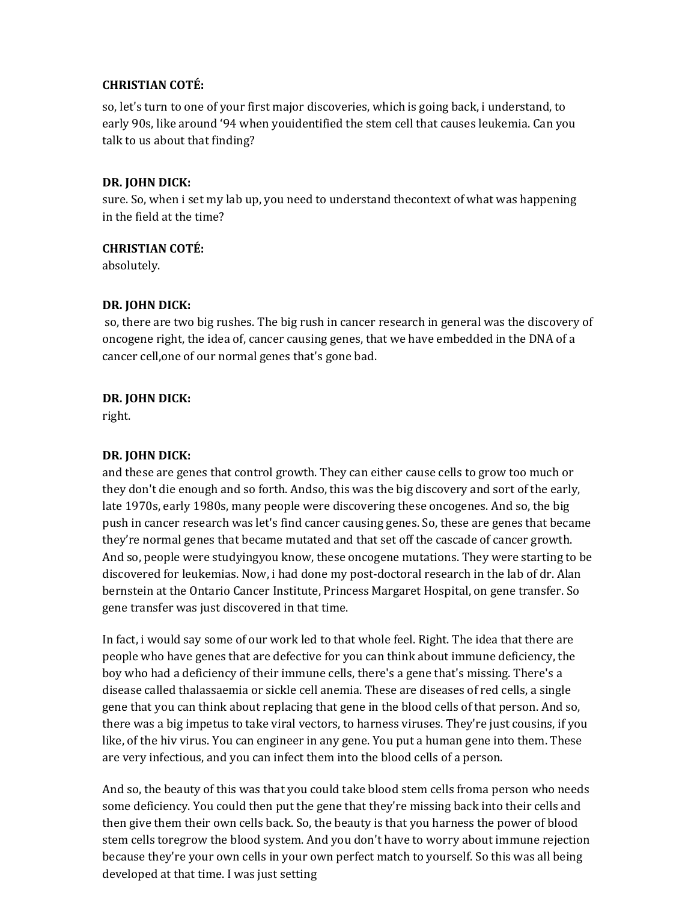**CHRISTIAN COTÉ:**

so, let's turn to one of your first major discoveries, which is going back, i understand, to early 90s, like around '94 when youidentified the stem cell that causes leukemia. Can you talk to us about that finding?

**DR. JOHN DICK:**

sure. So, when i set my lab up, you need to understand thecontext of what was happening in the field at the time?

**CHRISTIAN COTÉ:**

absolutely.

**DR. JOHN DICK:**

so, there are two big rushes. The big rush in cancer research in general was the discovery of oncogene right, the idea of, cancer causing genes, that we have embedded in the DNA of a cancer cell,one of our normal genes that's gone bad.

**DR. JOHN DICK:**

right.

**DR. JOHN DICK:**

and these are genes that control growth. They can either cause cells to grow too much or they don't die enough and so forth. Andso, this was the big discovery and sort of the early, late 1970s, early 1980s, many people were discovering these oncogenes. And so, the big push in cancer research was let's find cancer causing genes. So, these are genes that became they're normal genes that became mutated and that set off the cascade of cancer growth. And so, people were studyingyou know, these oncogene mutations. They were starting to be discovered for leukemias. Now, i had done my post-doctoral research in the lab of dr. Alan bernstein at the Ontario Cancer Institute, Princess Margaret Hospital, on gene transfer. So gene transfer was just discovered in that time.

In fact, i would say some of our work led to that whole feel. Right. The idea that there are people who have genes that are defective for you can think about immune deficiency, the boy who had a deficiency of their immune cells, there's a gene that's missing. There's a disease called thalassaemia or sickle cell anemia. These are diseases of red cells, a single gene that you can think about replacing that gene in the blood cells of that person. And so, there was a big impetus to take viral vectors, to harness viruses. They're just cousins, if you like, of the hiv virus. You can engineer in any gene. You put a human gene into them. These are very infectious, and you can infect them into the blood cells of a person.

And so, the beauty of this was that you could take blood stem cells froma person who needs some deficiency. You could then put the gene that they're missing back into their cells and then give them their own cells back. So, the beauty is that you harness the power of blood stem cells toregrow the blood system. And you don't have to worry about immune rejection because they're your own cells in your own perfect match to yourself. So this was all being developed at that time. I was just setting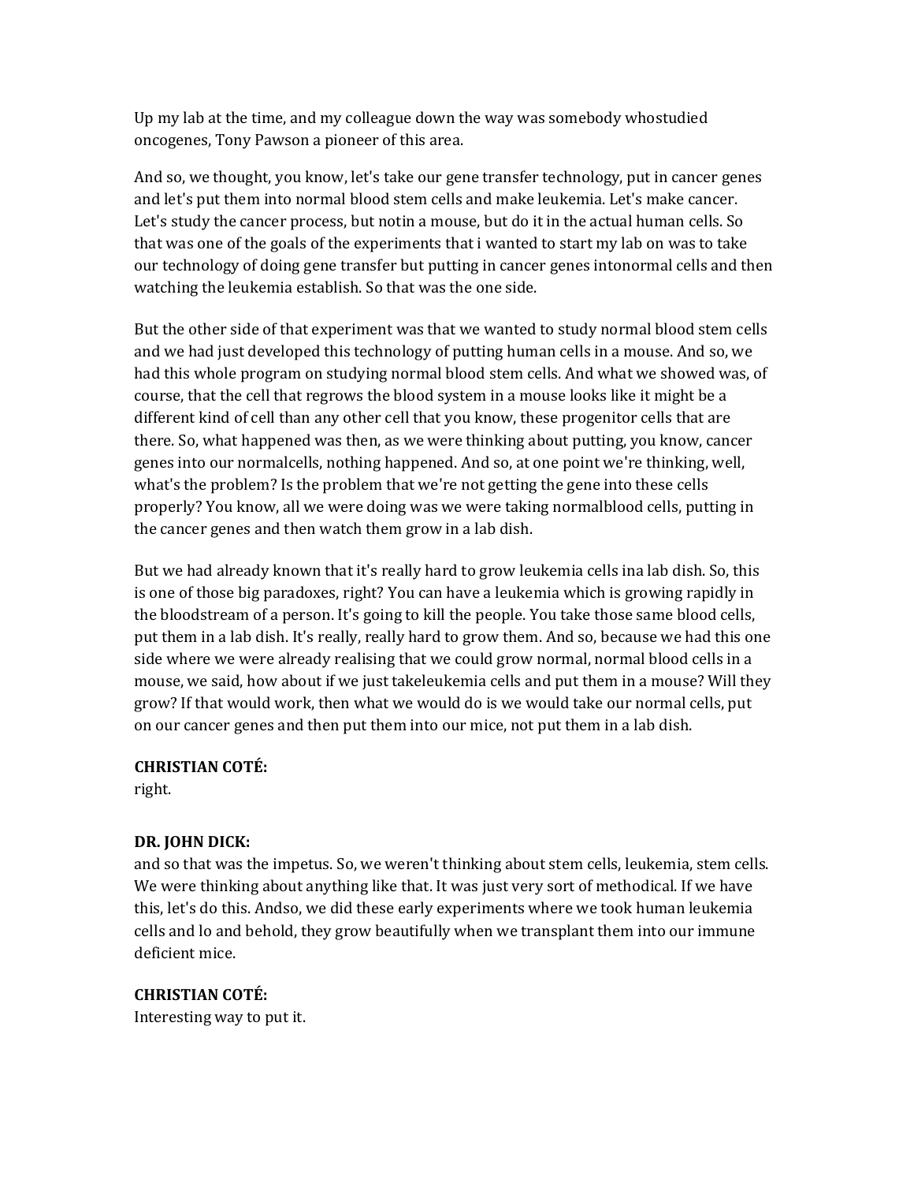Up my lab at the time, and my colleague down the way was somebody whostudied oncogenes, Tony Pawson a pioneer of this area.

And so, we thought, you know, let's take our gene transfer technology, put in cancer genes and let's put them into normal blood stem cells and make leukemia. Let's make cancer. Let's study the cancer process, but notin a mouse, but do it in the actual human cells. So that was one of the goals of the experiments that i wanted to start my lab on was to take our technology of doing gene transfer but putting in cancer genes intonormal cells and then watching the leukemia establish. So that was the one side.

But the other side of that experiment was that we wanted to study normal blood stem cells and we had just developed this technology of putting human cells in a mouse. And so, we had this whole program on studying normal blood stem cells. And what we showed was, of course, that the cell that regrows the blood system in a mouse looks like it might be a different kind of cell than any other cell that you know, these progenitor cells that are there. So, what happened was then, as we were thinking about putting, you know, cancer genes into our normalcells, nothing happened. And so, at one point we're thinking, well, what's the problem? Is the problem that we're not getting the gene into these cells properly? You know, all we were doing was we were taking normalblood cells, putting in the cancer genes and then watch them grow in a lab dish.

But we had already known that it's really hard to grow leukemia cells ina lab dish. So, this is one of those big paradoxes, right? You can have a leukemia which is growing rapidly in the bloodstream of a person. It's going to kill the people. You take those same blood cells, put them in a lab dish. It's really, really hard to grow them. And so, because we had this one side where we were already realising that we could grow normal, normal blood cells in a mouse, we said, how about if we just takeleukemia cells and put them in a mouse? Will they grow? If that would work, then what we would do is we would take our normal cells, put on our cancer genes and then put them into our mice, not put them in a lab dish.

**CHRISTIAN COTÉ:**
right.

**DR. JOHN DICK:**
and so that was the impetus. So, we weren't thinking about stem cells, leukemia, stem cells. We were thinking about anything like that. It was just very sort of methodical. If we have this, let's do this. Andso, we did these early experiments where we took human leukemia cells and lo and behold, they grow beautifully when we transplant them into our immune deficient mice.

**CHRISTIAN COTÉ:**
Interesting way to put it.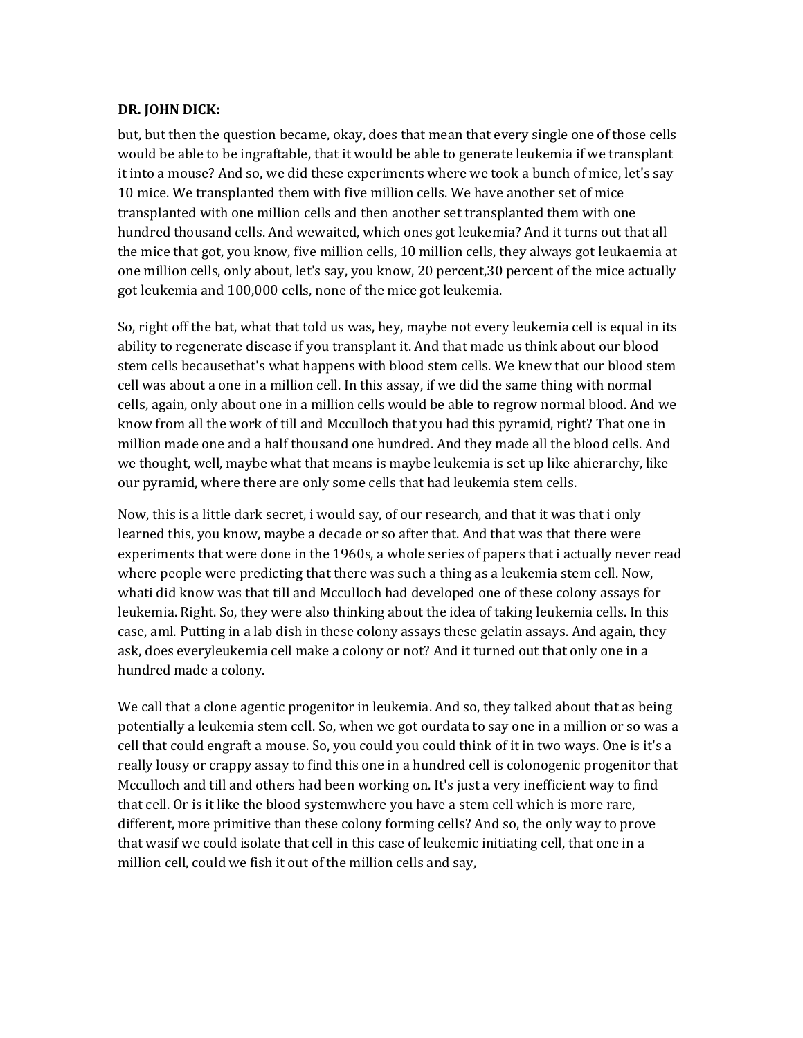**DR. JOHN DICK:**

but, but then the question became, okay, does that mean that every single one of those cells would be able to be ingraftable, that it would be able to generate leukemia if we transplant it into a mouse? And so, we did these experiments where we took a bunch of mice, let's say 10 mice. We transplanted them with five million cells. We have another set of mice transplanted with one million cells and then another set transplanted them with one hundred thousand cells. And wewaited, which ones got leukemia? And it turns out that all the mice that got, you know, five million cells, 10 million cells, they always got leukaemia at one million cells, only about, let's say, you know, 20 percent,30 percent of the mice actually got leukemia and 100,000 cells, none of the mice got leukemia.

So, right off the bat, what that told us was, hey, maybe not every leukemia cell is equal in its ability to regenerate disease if you transplant it. And that made us think about our blood stem cells becausethat's what happens with blood stem cells. We knew that our blood stem cell was about a one in a million cell. In this assay, if we did the same thing with normal cells, again, only about one in a million cells would be able to regrow normal blood. And we know from all the work of till and Mcculloch that you had this pyramid, right? That one in million made one and a half thousand one hundred. And they made all the blood cells. And we thought, well, maybe what that means is maybe leukemia is set up like ahierarchy, like our pyramid, where there are only some cells that had leukemia stem cells.

Now, this is a little dark secret, i would say, of our research, and that it was that i only learned this, you know, maybe a decade or so after that. And that was that there were experiments that were done in the 1960s, a whole series of papers that i actually never read where people were predicting that there was such a thing as a leukemia stem cell. Now, whati did know was that till and Mcculloch had developed one of these colony assays for leukemia. Right. So, they were also thinking about the idea of taking leukemia cells. In this case, aml. Putting in a lab dish in these colony assays these gelatin assays. And again, they ask, does everyleukemia cell make a colony or not? And it turned out that only one in a hundred made a colony.

We call that a clone agentic progenitor in leukemia. And so, they talked about that as being potentially a leukemia stem cell. So, when we got ourdata to say one in a million or so was a cell that could engraft a mouse. So, you could you could think of it in two ways. One is it's a really lousy or crappy assay to find this one in a hundred cell is colonogenic progenitor that Mcculloch and till and others had been working on. It's just a very inefficient way to find that cell. Or is it like the blood systemwhere you have a stem cell which is more rare, different, more primitive than these colony forming cells? And so, the only way to prove that wasif we could isolate that cell in this case of leukemic initiating cell, that one in a million cell, could we fish it out of the million cells and say,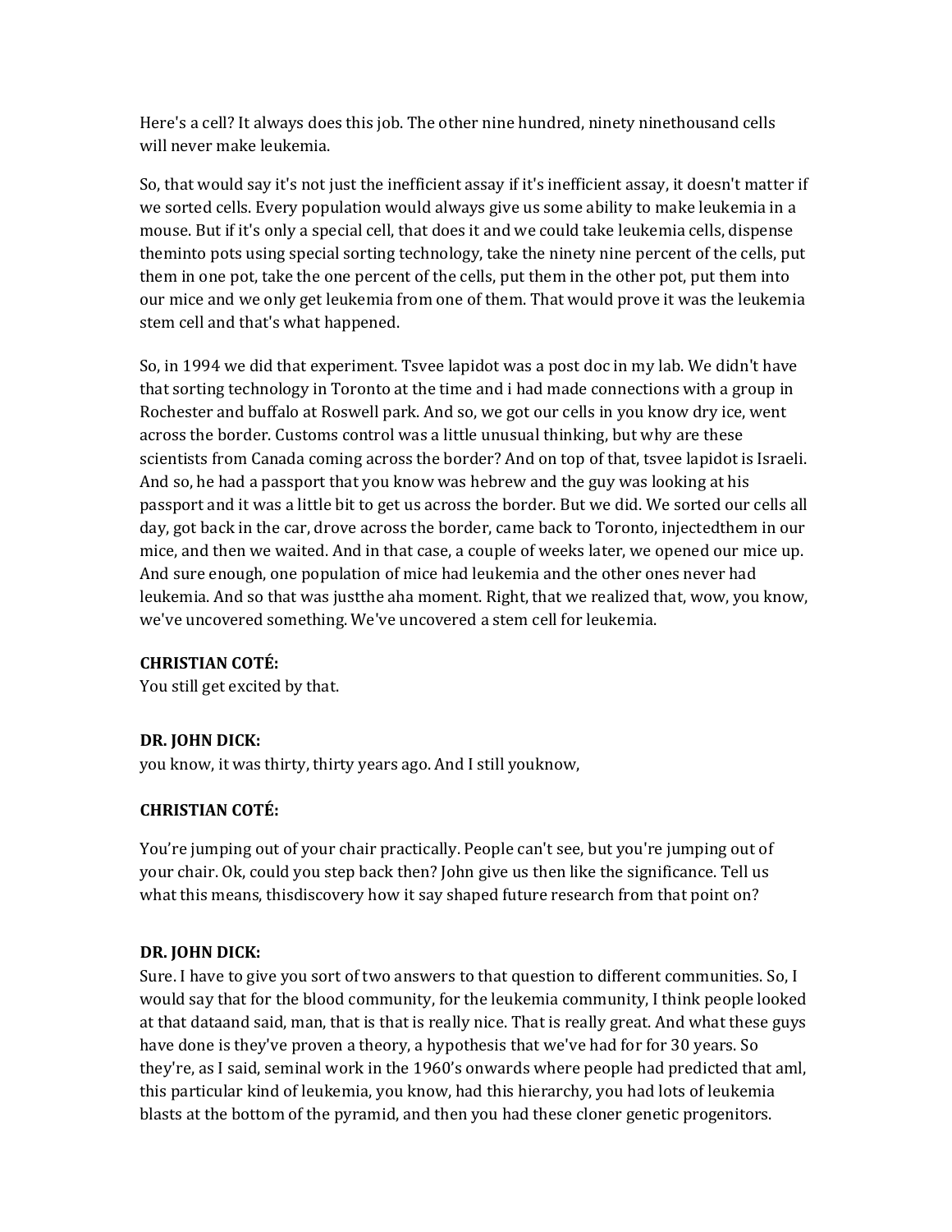Here's a cell? It always does this job. The other nine hundred, ninety ninethousand cells will never make leukemia.

So, that would say it's not just the inefficient assay if it's inefficient assay, it doesn't matter if we sorted cells. Every population would always give us some ability to make leukemia in a mouse. But if it's only a special cell, that does it and we could take leukemia cells, dispense theminto pots using special sorting technology, take the ninety nine percent of the cells, put them in one pot, take the one percent of the cells, put them in the other pot, put them into our mice and we only get leukemia from one of them. That would prove it was the leukemia stem cell and that's what happened.

So, in 1994 we did that experiment. Tsvee lapidot was a post doc in my lab. We didn't have that sorting technology in Toronto at the time and i had made connections with a group in Rochester and buffalo at Roswell park. And so, we got our cells in you know dry ice, went across the border. Customs control was a little unusual thinking, but why are these scientists from Canada coming across the border? And on top of that, tsvee lapidot is Israeli. And so, he had a passport that you know was hebrew and the guy was looking at his passport and it was a little bit to get us across the border. But we did. We sorted our cells all day, got back in the car, drove across the border, came back to Toronto, injectedthem in our mice, and then we waited. And in that case, a couple of weeks later, we opened our mice up. And sure enough, one population of mice had leukemia and the other ones never had leukemia. And so that was justthe aha moment. Right, that we realized that, wow, you know, we've uncovered something. We've uncovered a stem cell for leukemia.

**CHRISTIAN COTÉ:**
You still get excited by that.

**DR. JOHN DICK:**
you know, it was thirty, thirty years ago. And I still youknow,

**CHRISTIAN COTÉ:**

You're jumping out of your chair practically. People can't see, but you're jumping out of your chair. Ok, could you step back then? John give us then like the significance. Tell us what this means, thisdiscovery how it say shaped future research from that point on?

**DR. JOHN DICK:**
Sure. I have to give you sort of two answers to that question to different communities. So, I would say that for the blood community, for the leukemia community, I think people looked at that dataand said, man, that is that is really nice. That is really great. And what these guys have done is they've proven a theory, a hypothesis that we've had for for 30 years. So they're, as I said, seminal work in the 1960's onwards where people had predicted that aml, this particular kind of leukemia, you know, had this hierarchy, you had lots of leukemia blasts at the bottom of the pyramid, and then you had these cloner genetic progenitors.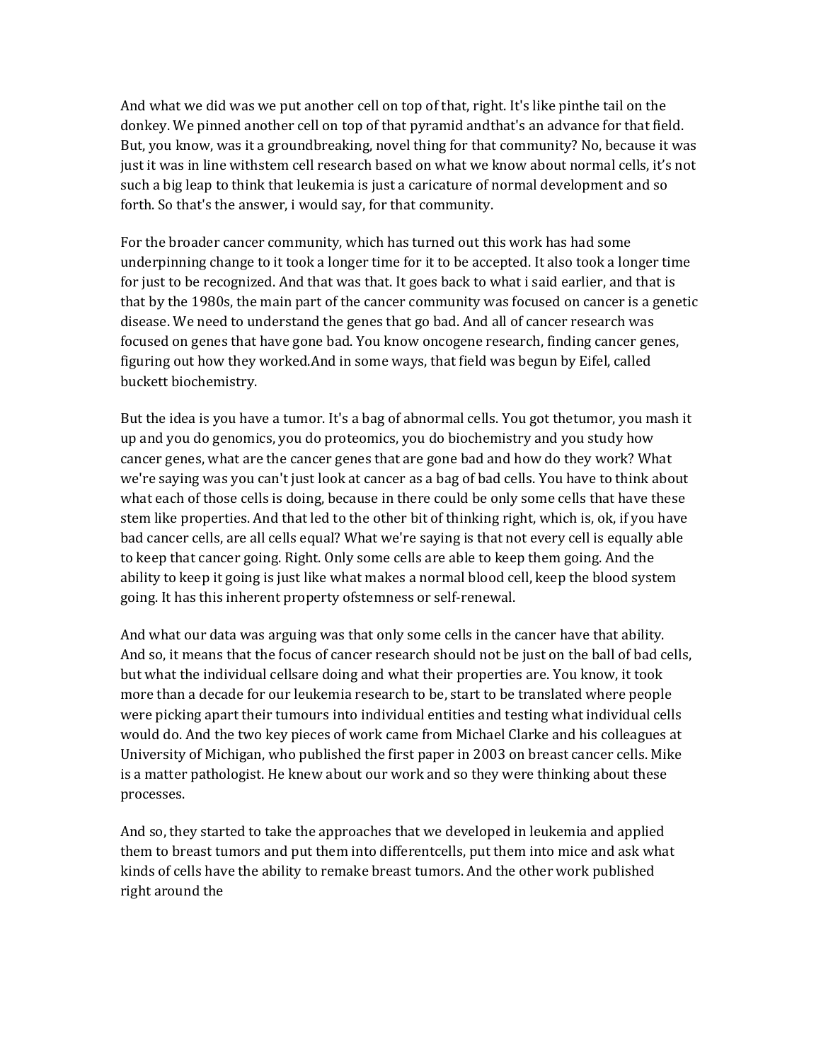And what we did was we put another cell on top of that, right. It's like pinthe tail on the donkey. We pinned another cell on top of that pyramid andthat's an advance for that field. But, you know, was it a groundbreaking, novel thing for that community? No, because it was just it was in line withstem cell research based on what we know about normal cells, it's not such a big leap to think that leukemia is just a caricature of normal development and so forth. So that's the answer, i would say, for that community.

For the broader cancer community, which has turned out this work has had some underpinning change to it took a longer time for it to be accepted. It also took a longer time for just to be recognized. And that was that. It goes back to what i said earlier, and that is that by the 1980s, the main part of the cancer community was focused on cancer is a genetic disease. We need to understand the genes that go bad. And all of cancer research was focused on genes that have gone bad. You know oncogene research, finding cancer genes, figuring out how they worked.And in some ways, that field was begun by Eifel, called buckett biochemistry.

But the idea is you have a tumor. It's a bag of abnormal cells. You got thetumor, you mash it up and you do genomics, you do proteomics, you do biochemistry and you study how cancer genes, what are the cancer genes that are gone bad and how do they work? What we're saying was you can't just look at cancer as a bag of bad cells. You have to think about what each of those cells is doing, because in there could be only some cells that have these stem like properties. And that led to the other bit of thinking right, which is, ok, if you have bad cancer cells, are all cells equal? What we're saying is that not every cell is equally able to keep that cancer going. Right. Only some cells are able to keep them going. And the ability to keep it going is just like what makes a normal blood cell, keep the blood system going. It has this inherent property ofstemness or self-renewal.

And what our data was arguing was that only some cells in the cancer have that ability. And so, it means that the focus of cancer research should not be just on the ball of bad cells, but what the individual cellsare doing and what their properties are. You know, it took more than a decade for our leukemia research to be, start to be translated where people were picking apart their tumours into individual entities and testing what individual cells would do. And the two key pieces of work came from Michael Clarke and his colleagues at University of Michigan, who published the first paper in 2003 on breast cancer cells. Mike is a matter pathologist. He knew about our work and so they were thinking about these processes.

And so, they started to take the approaches that we developed in leukemia and applied them to breast tumors and put them into differentcells, put them into mice and ask what kinds of cells have the ability to remake breast tumors. And the other work published right around the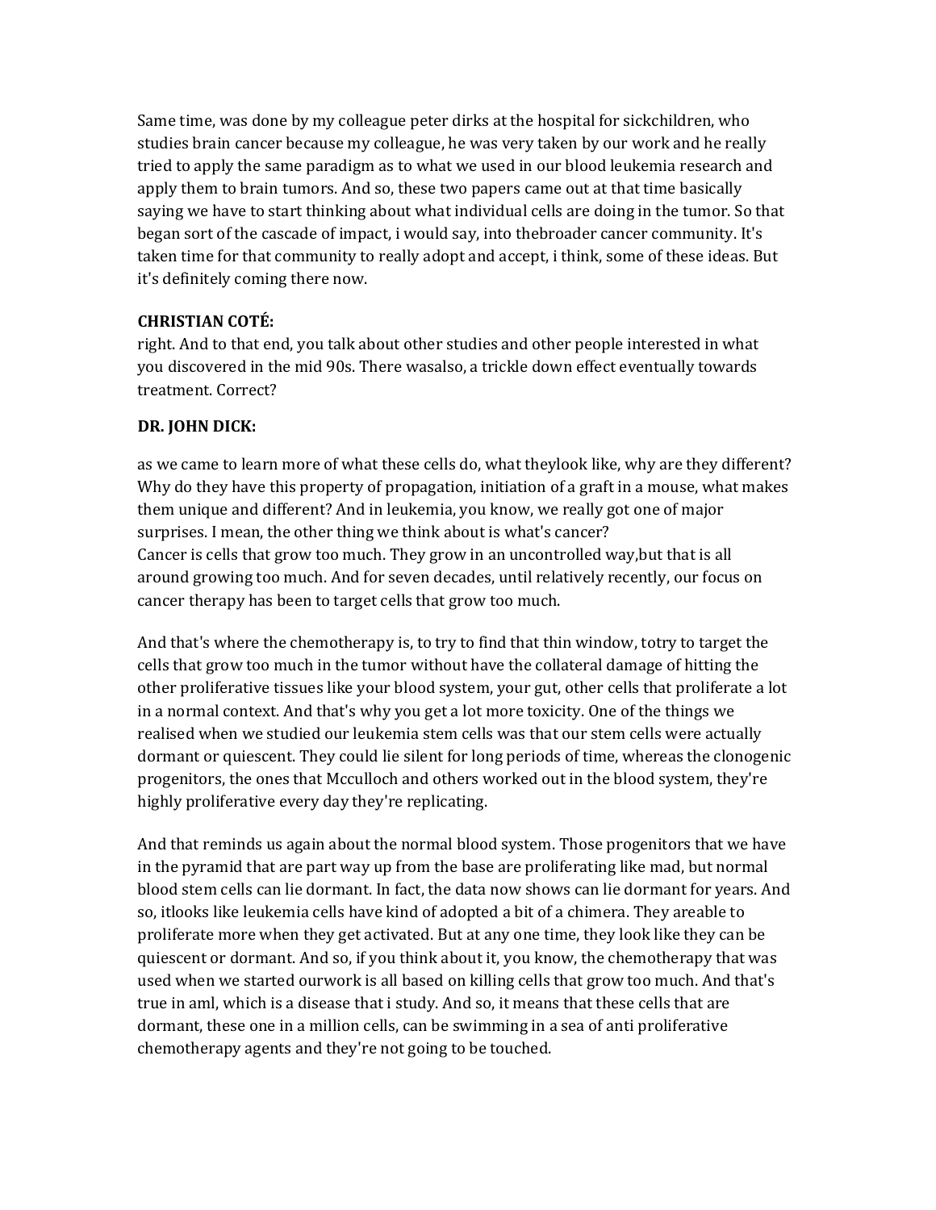Same time, was done by my colleague peter dirks at the hospital for sickchildren, who studies brain cancer because my colleague, he was very taken by our work and he really tried to apply the same paradigm as to what we used in our blood leukemia research and apply them to brain tumors. And so, these two papers came out at that time basically saying we have to start thinking about what individual cells are doing in the tumor. So that began sort of the cascade of impact, i would say, into thebroader cancer community. It's taken time for that community to really adopt and accept, i think, some of these ideas. But it's definitely coming there now.

**CHRISTIAN COTÉ:**

right. And to that end, you talk about other studies and other people interested in what you discovered in the mid 90s. There wasalso, a trickle down effect eventually towards treatment. Correct?

**DR. JOHN DICK:**

as we came to learn more of what these cells do, what theylook like, why are they different? Why do they have this property of propagation, initiation of a graft in a mouse, what makes them unique and different? And in leukemia, you know, we really got one of major surprises. I mean, the other thing we think about is what's cancer?
Cancer is cells that grow too much. They grow in an uncontrolled way,but that is all around growing too much. And for seven decades, until relatively recently, our focus on cancer therapy has been to target cells that grow too much.

And that's where the chemotherapy is, to try to find that thin window, totry to target the cells that grow too much in the tumor without have the collateral damage of hitting the other proliferative tissues like your blood system, your gut, other cells that proliferate a lot in a normal context. And that's why you get a lot more toxicity. One of the things we realised when we studied our leukemia stem cells was that our stem cells were actually dormant or quiescent. They could lie silent for long periods of time, whereas the clonogenic progenitors, the ones that Mcculloch and others worked out in the blood system, they're highly proliferative every day they're replicating.

And that reminds us again about the normal blood system. Those progenitors that we have in the pyramid that are part way up from the base are proliferating like mad, but normal blood stem cells can lie dormant. In fact, the data now shows can lie dormant for years. And so, itlooks like leukemia cells have kind of adopted a bit of a chimera. They areable to proliferate more when they get activated. But at any one time, they look like they can be quiescent or dormant. And so, if you think about it, you know, the chemotherapy that was used when we started ourwork is all based on killing cells that grow too much. And that's true in aml, which is a disease that i study. And so, it means that these cells that are dormant, these one in a million cells, can be swimming in a sea of anti proliferative chemotherapy agents and they're not going to be touched.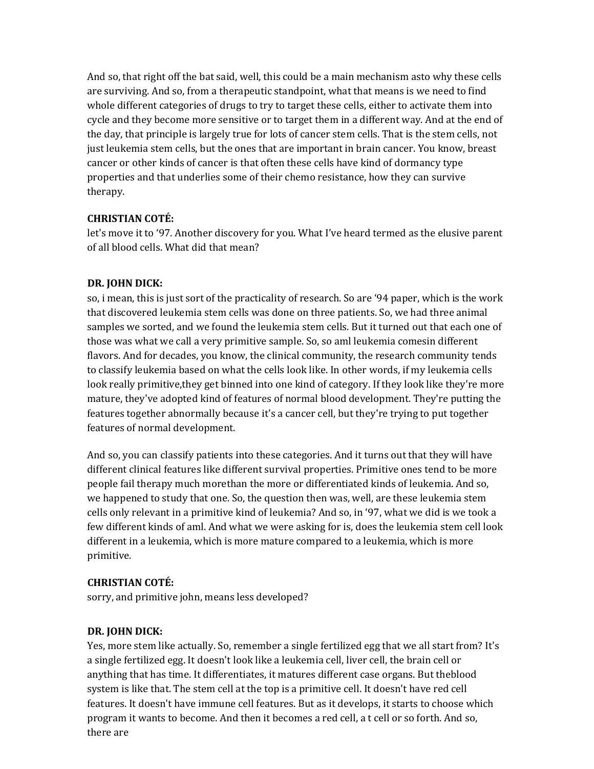And so, that right off the bat said, well, this could be a main mechanism asto why these cells are surviving. And so, from a therapeutic standpoint, what that means is we need to find whole different categories of drugs to try to target these cells, either to activate them into cycle and they become more sensitive or to target them in a different way. And at the end of the day, that principle is largely true for lots of cancer stem cells. That is the stem cells, not just leukemia stem cells, but the ones that are important in brain cancer. You know, breast cancer or other kinds of cancer is that often these cells have kind of dormancy type properties and that underlies some of their chemo resistance, how they can survive therapy.

**CHRISTIAN COTÉ:**
let's move it to '97. Another discovery for you. What I've heard termed as the elusive parent of all blood cells. What did that mean?

**DR. JOHN DICK:**
so, i mean, this is just sort of the practicality of research. So are '94 paper, which is the work that discovered leukemia stem cells was done on three patients. So, we had three animal samples we sorted, and we found the leukemia stem cells. But it turned out that each one of those was what we call a very primitive sample. So, so aml leukemia comesin different flavors. And for decades, you know, the clinical community, the research community tends to classify leukemia based on what the cells look like. In other words, if my leukemia cells look really primitive,they get binned into one kind of category. If they look like they're more mature, they've adopted kind of features of normal blood development. They're putting the features together abnormally because it's a cancer cell, but they're trying to put together features of normal development.

And so, you can classify patients into these categories. And it turns out that they will have different clinical features like different survival properties. Primitive ones tend to be more people fail therapy much morethan the more or differentiated kinds of leukemia. And so, we happened to study that one. So, the question then was, well, are these leukemia stem cells only relevant in a primitive kind of leukemia? And so, in '97, what we did is we took a few different kinds of aml. And what we were asking for is, does the leukemia stem cell look different in a leukemia, which is more mature compared to a leukemia, which is more primitive.

**CHRISTIAN COTÉ:**
sorry, and primitive john, means less developed?

**DR. JOHN DICK:**
Yes, more stem like actually. So, remember a single fertilized egg that we all start from? It's a single fertilized egg. It doesn't look like a leukemia cell, liver cell, the brain cell or anything that has time. It differentiates, it matures different case organs. But theblood system is like that. The stem cell at the top is a primitive cell. It doesn't have red cell features. It doesn't have immune cell features. But as it develops, it starts to choose which program it wants to become. And then it becomes a red cell, a t cell or so forth. And so, there are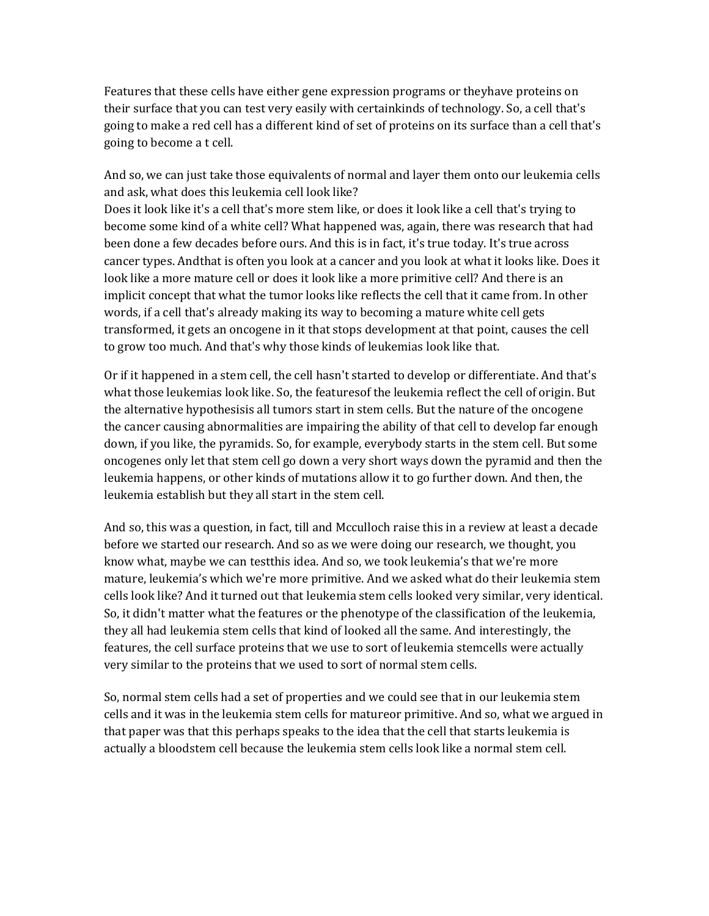Features that these cells have either gene expression programs or theyhave proteins on their surface that you can test very easily with certainkinds of technology. So, a cell that's going to make a red cell has a different kind of set of proteins on its surface than a cell that's going to become a t cell.

And so, we can just take those equivalents of normal and layer them onto our leukemia cells and ask, what does this leukemia cell look like?
Does it look like it's a cell that's more stem like, or does it look like a cell that's trying to become some kind of a white cell? What happened was, again, there was research that had been done a few decades before ours. And this is in fact, it's true today. It's true across cancer types. Andthat is often you look at a cancer and you look at what it looks like. Does it look like a more mature cell or does it look like a more primitive cell? And there is an implicit concept that what the tumor looks like reflects the cell that it came from. In other words, if a cell that's already making its way to becoming a mature white cell gets transformed, it gets an oncogene in it that stops development at that point, causes the cell to grow too much. And that's why those kinds of leukemias look like that.

Or if it happened in a stem cell, the cell hasn't started to develop or differentiate. And that's what those leukemias look like. So, the featuresof the leukemia reflect the cell of origin. But the alternative hypothesisis all tumors start in stem cells. But the nature of the oncogene the cancer causing abnormalities are impairing the ability of that cell to develop far enough down, if you like, the pyramids. So, for example, everybody starts in the stem cell. But some oncogenes only let that stem cell go down a very short ways down the pyramid and then the leukemia happens, or other kinds of mutations allow it to go further down. And then, the leukemia establish but they all start in the stem cell.

And so, this was a question, in fact, till and Mcculloch raise this in a review at least a decade before we started our research. And so as we were doing our research, we thought, you know what, maybe we can testthis idea. And so, we took leukemia's that we're more mature, leukemia's which we're more primitive. And we asked what do their leukemia stem cells look like? And it turned out that leukemia stem cells looked very similar, very identical. So, it didn't matter what the features or the phenotype of the classification of the leukemia, they all had leukemia stem cells that kind of looked all the same. And interestingly, the features, the cell surface proteins that we use to sort of leukemia stemcells were actually very similar to the proteins that we used to sort of normal stem cells.

So, normal stem cells had a set of properties and we could see that in our leukemia stem cells and it was in the leukemia stem cells for matureor primitive. And so, what we argued in that paper was that this perhaps speaks to the idea that the cell that starts leukemia is actually a bloodstem cell because the leukemia stem cells look like a normal stem cell.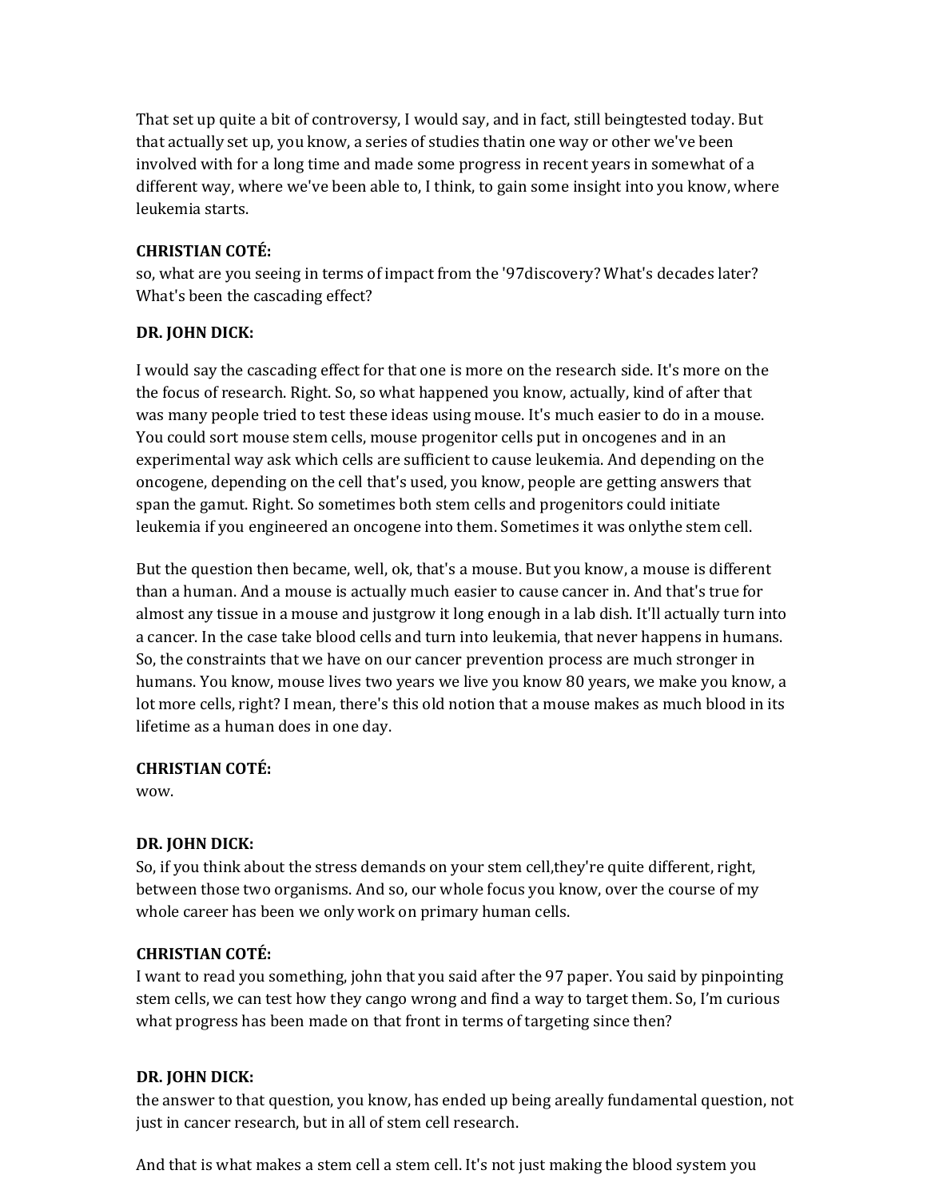That set up quite a bit of controversy, I would say, and in fact, still beingtested today. But that actually set up, you know, a series of studies thatin one way or other we've been involved with for a long time and made some progress in recent years in somewhat of a different way, where we've been able to, I think, to gain some insight into you know, where leukemia starts.

**CHRISTIAN COTÉ:**
so, what are you seeing in terms of impact from the '97discovery? What's decades later? What's been the cascading effect?

**DR. JOHN DICK:**

I would say the cascading effect for that one is more on the research side. It's more on the the focus of research. Right. So, so what happened you know, actually, kind of after that was many people tried to test these ideas using mouse. It's much easier to do in a mouse. You could sort mouse stem cells, mouse progenitor cells put in oncogenes and in an experimental way ask which cells are sufficient to cause leukemia. And depending on the oncogene, depending on the cell that's used, you know, people are getting answers that span the gamut. Right. So sometimes both stem cells and progenitors could initiate leukemia if you engineered an oncogene into them. Sometimes it was onlythe stem cell.

But the question then became, well, ok, that's a mouse. But you know, a mouse is different than a human. And a mouse is actually much easier to cause cancer in. And that's true for almost any tissue in a mouse and justgrow it long enough in a lab dish. It'll actually turn into a cancer. In the case take blood cells and turn into leukemia, that never happens in humans. So, the constraints that we have on our cancer prevention process are much stronger in humans. You know, mouse lives two years we live you know 80 years, we make you know, a lot more cells, right? I mean, there's this old notion that a mouse makes as much blood in its lifetime as a human does in one day.

**CHRISTIAN COTÉ:**
wow.

**DR. JOHN DICK:**
So, if you think about the stress demands on your stem cell,they're quite different, right, between those two organisms. And so, our whole focus you know, over the course of my whole career has been we only work on primary human cells.

**CHRISTIAN COTÉ:**
I want to read you something, john that you said after the 97 paper. You said by pinpointing stem cells, we can test how they cango wrong and find a way to target them. So, I'm curious what progress has been made on that front in terms of targeting since then?

**DR. JOHN DICK:**
the answer to that question, you know, has ended up being areally fundamental question, not just in cancer research, but in all of stem cell research.

And that is what makes a stem cell a stem cell. It's not just making the blood system you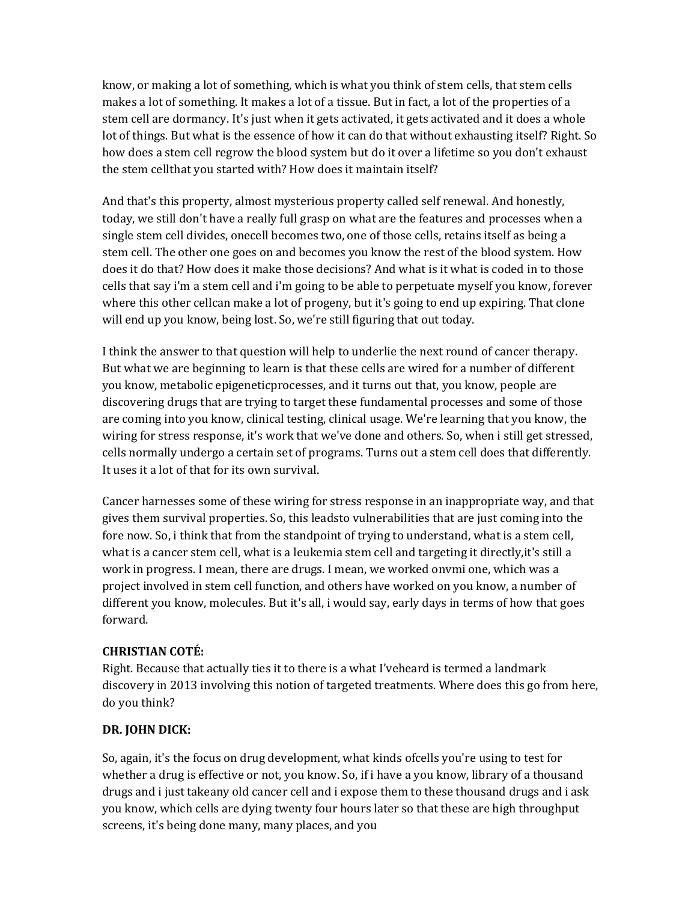know, or making a lot of something, which is what you think of stem cells, that stem cells makes a lot of something. It makes a lot of a tissue. But in fact, a lot of the properties of a stem cell are dormancy. It's just when it gets activated, it gets activated and it does a whole lot of things. But what is the essence of how it can do that without exhausting itself? Right. So how does a stem cell regrow the blood system but do it over a lifetime so you don't exhaust the stem cellthat you started with? How does it maintain itself?

And that's this property, almost mysterious property called self renewal. And honestly, today, we still don't have a really full grasp on what are the features and processes when a single stem cell divides, onecell becomes two, one of those cells, retains itself as being a stem cell. The other one goes on and becomes you know the rest of the blood system. How does it do that? How does it make those decisions? And what is it what is coded in to those cells that say i'm a stem cell and i'm going to be able to perpetuate myself you know, forever where this other cellcan make a lot of progeny, but it's going to end up expiring. That clone will end up you know, being lost. So, we're still figuring that out today.

I think the answer to that question will help to underlie the next round of cancer therapy. But what we are beginning to learn is that these cells are wired for a number of different you know, metabolic epigeneticprocesses, and it turns out that, you know, people are discovering drugs that are trying to target these fundamental processes and some of those are coming into you know, clinical testing, clinical usage. We're learning that you know, the wiring for stress response, it's work that we've done and others. So, when i still get stressed, cells normally undergo a certain set of programs. Turns out a stem cell does that differently. It uses it a lot of that for its own survival.

Cancer harnesses some of these wiring for stress response in an inappropriate way, and that gives them survival properties. So, this leadsto vulnerabilities that are just coming into the fore now. So, i think that from the standpoint of trying to understand, what is a stem cell, what is a cancer stem cell, what is a leukemia stem cell and targeting it directly,it's still a work in progress. I mean, there are drugs. I mean, we worked onvmi one, which was a project involved in stem cell function, and others have worked on you know, a number of different you know, molecules. But it's all, i would say, early days in terms of how that goes forward.

**CHRISTIAN COTÉ:**
Right. Because that actually ties it to there is a what I'veheard is termed a landmark discovery in 2013 involving this notion of targeted treatments. Where does this go from here, do you think?

**DR. JOHN DICK:**

So, again, it's the focus on drug development, what kinds ofcells you're using to test for whether a drug is effective or not, you know. So, if i have a you know, library of a thousand drugs and i just takeany old cancer cell and i expose them to these thousand drugs and i ask you know, which cells are dying twenty four hours later so that these are high throughput screens, it's being done many, many places, and you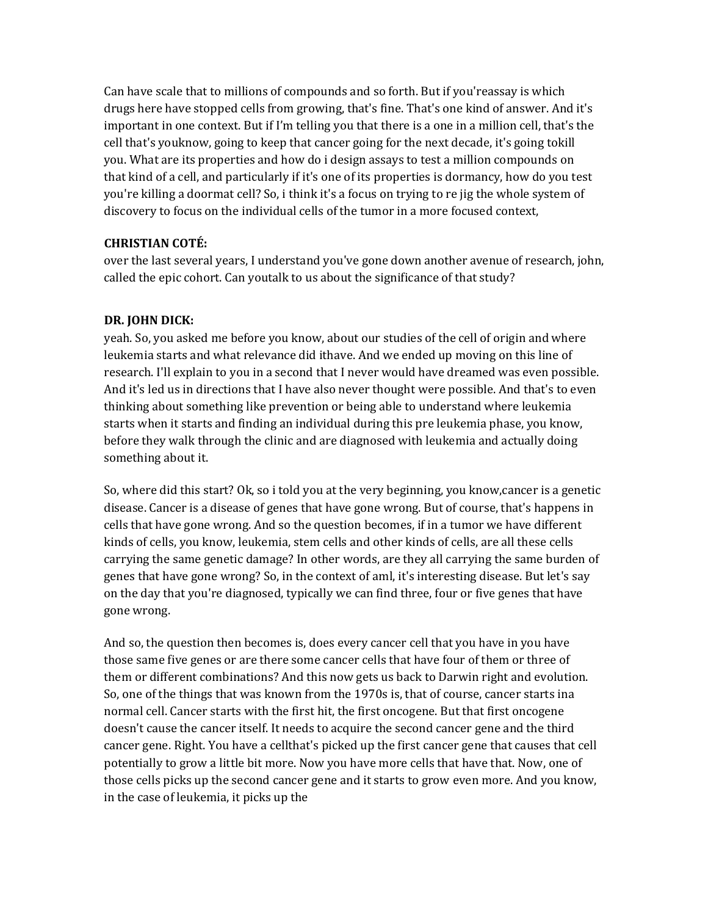Can have scale that to millions of compounds and so forth. But if you'reassay is which drugs here have stopped cells from growing, that's fine. That's one kind of answer. And it's important in one context. But if I'm telling you that there is a one in a million cell, that's the cell that's youknow, going to keep that cancer going for the next decade, it's going tokill you. What are its properties and how do i design assays to test a million compounds on that kind of a cell, and particularly if it's one of its properties is dormancy, how do you test you're killing a doormat cell? So, i think it's a focus on trying to re jig the whole system of discovery to focus on the individual cells of the tumor in a more focused context,

**CHRISTIAN COTÉ:**
over the last several years, I understand you've gone down another avenue of research, john, called the epic cohort. Can youtalk to us about the significance of that study?

**DR. JOHN DICK:**
yeah. So, you asked me before you know, about our studies of the cell of origin and where leukemia starts and what relevance did ithave. And we ended up moving on this line of research. I'll explain to you in a second that I never would have dreamed was even possible. And it's led us in directions that I have also never thought were possible. And that's to even thinking about something like prevention or being able to understand where leukemia starts when it starts and finding an individual during this pre leukemia phase, you know, before they walk through the clinic and are diagnosed with leukemia and actually doing something about it.

So, where did this start? Ok, so i told you at the very beginning, you know,cancer is a genetic disease. Cancer is a disease of genes that have gone wrong. But of course, that's happens in cells that have gone wrong. And so the question becomes, if in a tumor we have different kinds of cells, you know, leukemia, stem cells and other kinds of cells, are all these cells carrying the same genetic damage? In other words, are they all carrying the same burden of genes that have gone wrong? So, in the context of aml, it's interesting disease. But let's say on the day that you're diagnosed, typically we can find three, four or five genes that have gone wrong.

And so, the question then becomes is, does every cancer cell that you have in you have those same five genes or are there some cancer cells that have four of them or three of them or different combinations? And this now gets us back to Darwin right and evolution. So, one of the things that was known from the 1970s is, that of course, cancer starts ina normal cell. Cancer starts with the first hit, the first oncogene. But that first oncogene doesn't cause the cancer itself. It needs to acquire the second cancer gene and the third cancer gene. Right. You have a cellthat's picked up the first cancer gene that causes that cell potentially to grow a little bit more. Now you have more cells that have that. Now, one of those cells picks up the second cancer gene and it starts to grow even more. And you know, in the case of leukemia, it picks up the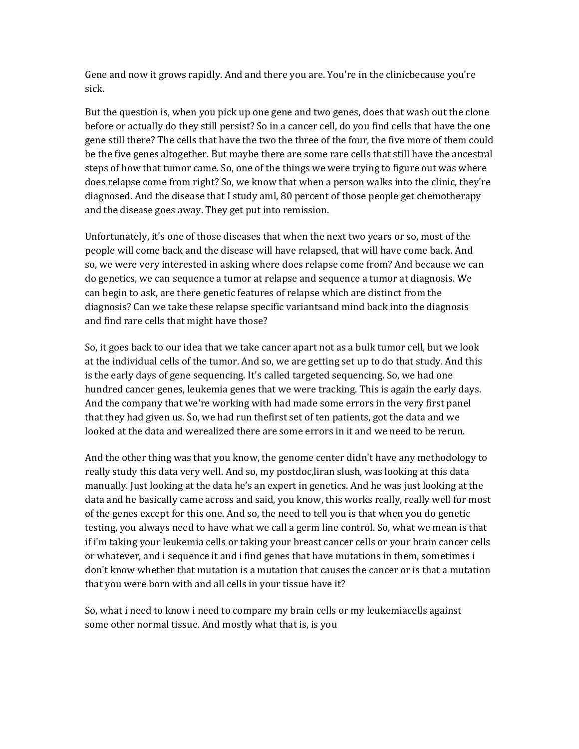Gene and now it grows rapidly. And and there you are. You're in the clinicbecause you're sick.

But the question is, when you pick up one gene and two genes, does that wash out the clone before or actually do they still persist? So in a cancer cell, do you find cells that have the one gene still there? The cells that have the two the three of the four, the five more of them could be the five genes altogether. But maybe there are some rare cells that still have the ancestral steps of how that tumor came. So, one of the things we were trying to figure out was where does relapse come from right? So, we know that when a person walks into the clinic, they're diagnosed. And the disease that I study aml, 80 percent of those people get chemotherapy and the disease goes away. They get put into remission.

Unfortunately, it's one of those diseases that when the next two years or so, most of the people will come back and the disease will have relapsed, that will have come back. And so, we were very interested in asking where does relapse come from? And because we can do genetics, we can sequence a tumor at relapse and sequence a tumor at diagnosis. We can begin to ask, are there genetic features of relapse which are distinct from the diagnosis? Can we take these relapse specific variantsand mind back into the diagnosis and find rare cells that might have those?

So, it goes back to our idea that we take cancer apart not as a bulk tumor cell, but we look at the individual cells of the tumor. And so, we are getting set up to do that study. And this is the early days of gene sequencing. It's called targeted sequencing. So, we had one hundred cancer genes, leukemia genes that we were tracking. This is again the early days. And the company that we're working with had made some errors in the very first panel that they had given us. So, we had run thefirst set of ten patients, got the data and we looked at the data and werealized there are some errors in it and we need to be rerun.

And the other thing was that you know, the genome center didn't have any methodology to really study this data very well. And so, my postdoc,liran slush, was looking at this data manually. Just looking at the data he's an expert in genetics. And he was just looking at the data and he basically came across and said, you know, this works really, really well for most of the genes except for this one. And so, the need to tell you is that when you do genetic testing, you always need to have what we call a germ line control. So, what we mean is that if i'm taking your leukemia cells or taking your breast cancer cells or your brain cancer cells or whatever, and i sequence it and i find genes that have mutations in them, sometimes i don't know whether that mutation is a mutation that causes the cancer or is that a mutation that you were born with and all cells in your tissue have it?

So, what i need to know i need to compare my brain cells or my leukemiacells against some other normal tissue. And mostly what that is, is you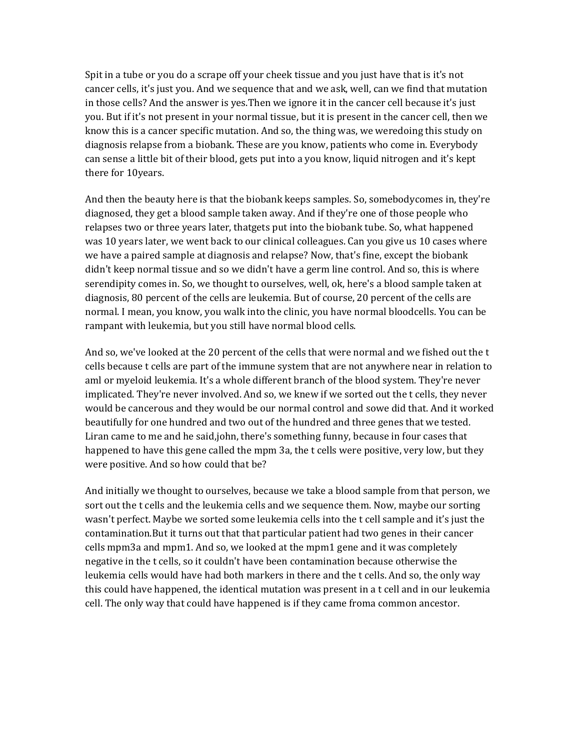Spit in a tube or you do a scrape off your cheek tissue and you just have that is it's not cancer cells, it's just you. And we sequence that and we ask, well, can we find that mutation in those cells? And the answer is yes.Then we ignore it in the cancer cell because it's just you. But if it's not present in your normal tissue, but it is present in the cancer cell, then we know this is a cancer specific mutation. And so, the thing was, we weredoing this study on diagnosis relapse from a biobank. These are you know, patients who come in. Everybody can sense a little bit of their blood, gets put into a you know, liquid nitrogen and it's kept there for 10years.

And then the beauty here is that the biobank keeps samples. So, somebodycomes in, they're diagnosed, they get a blood sample taken away. And if they're one of those people who relapses two or three years later, thatgets put into the biobank tube. So, what happened was 10 years later, we went back to our clinical colleagues. Can you give us 10 cases where we have a paired sample at diagnosis and relapse? Now, that's fine, except the biobank didn't keep normal tissue and so we didn't have a germ line control. And so, this is where serendipity comes in. So, we thought to ourselves, well, ok, here's a blood sample taken at diagnosis, 80 percent of the cells are leukemia. But of course, 20 percent of the cells are normal. I mean, you know, you walk into the clinic, you have normal bloodcells. You can be rampant with leukemia, but you still have normal blood cells.

And so, we've looked at the 20 percent of the cells that were normal and we fished out the t cells because t cells are part of the immune system that are not anywhere near in relation to aml or myeloid leukemia. It's a whole different branch of the blood system. They're never implicated. They're never involved. And so, we knew if we sorted out the t cells, they never would be cancerous and they would be our normal control and sowe did that. And it worked beautifully for one hundred and two out of the hundred and three genes that we tested. Liran came to me and he said,john, there's something funny, because in four cases that happened to have this gene called the mpm 3a, the t cells were positive, very low, but they were positive. And so how could that be?

And initially we thought to ourselves, because we take a blood sample from that person, we sort out the t cells and the leukemia cells and we sequence them. Now, maybe our sorting wasn't perfect. Maybe we sorted some leukemia cells into the t cell sample and it's just the contamination.But it turns out that that particular patient had two genes in their cancer cells mpm3a and mpm1. And so, we looked at the mpm1 gene and it was completely negative in the t cells, so it couldn't have been contamination because otherwise the leukemia cells would have had both markers in there and the t cells. And so, the only way this could have happened, the identical mutation was present in a t cell and in our leukemia cell. The only way that could have happened is if they came froma common ancestor.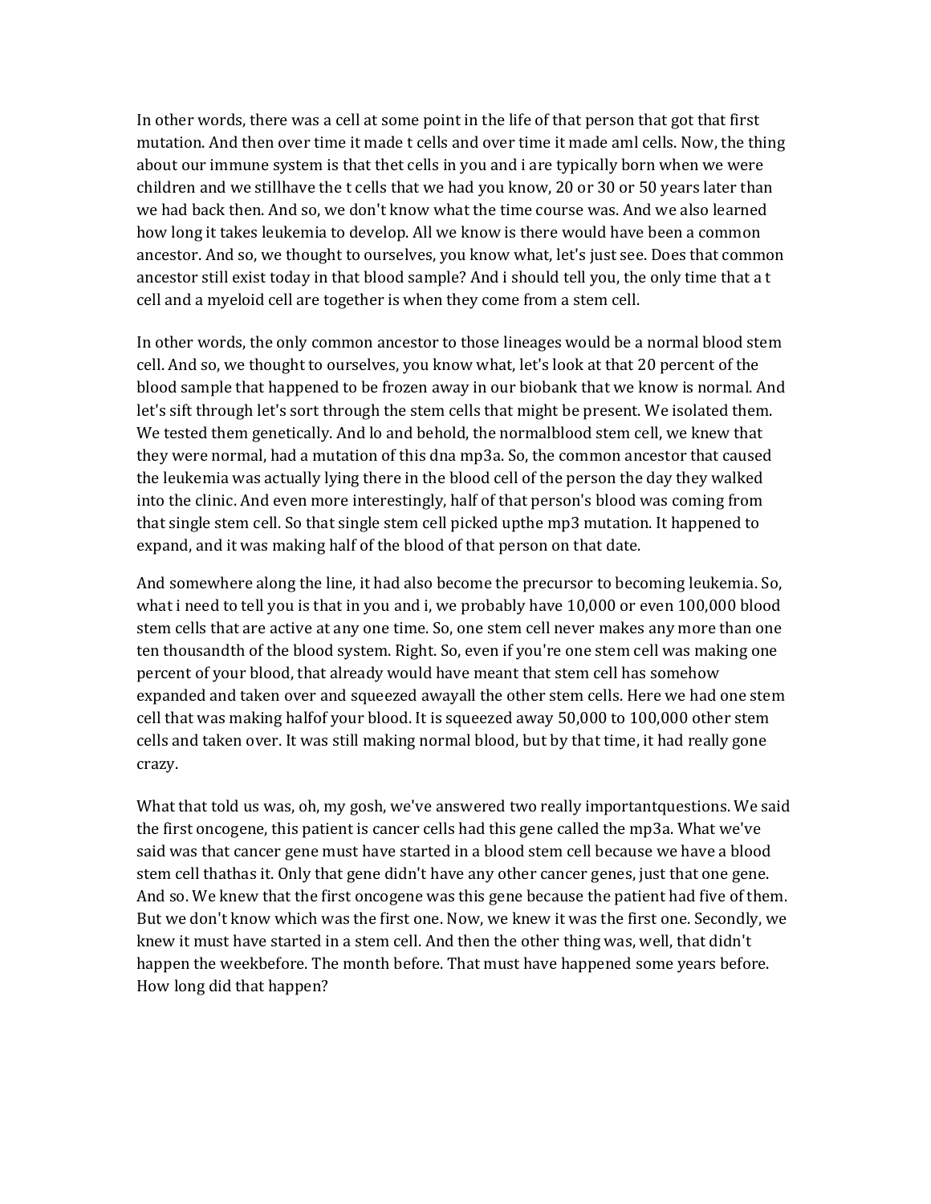In other words, there was a cell at some point in the life of that person that got that first mutation. And then over time it made t cells and over time it made aml cells. Now, the thing about our immune system is that thet cells in you and i are typically born when we were children and we stillhave the t cells that we had you know, 20 or 30 or 50 years later than we had back then. And so, we don't know what the time course was. And we also learned how long it takes leukemia to develop. All we know is there would have been a common ancestor. And so, we thought to ourselves, you know what, let's just see. Does that common ancestor still exist today in that blood sample? And i should tell you, the only time that a t cell and a myeloid cell are together is when they come from a stem cell.

In other words, the only common ancestor to those lineages would be a normal blood stem cell. And so, we thought to ourselves, you know what, let's look at that 20 percent of the blood sample that happened to be frozen away in our biobank that we know is normal. And let's sift through let's sort through the stem cells that might be present. We isolated them. We tested them genetically. And lo and behold, the normalblood stem cell, we knew that they were normal, had a mutation of this dna mp3a. So, the common ancestor that caused the leukemia was actually lying there in the blood cell of the person the day they walked into the clinic. And even more interestingly, half of that person's blood was coming from that single stem cell. So that single stem cell picked upthe mp3 mutation. It happened to expand, and it was making half of the blood of that person on that date.

And somewhere along the line, it had also become the precursor to becoming leukemia. So, what i need to tell you is that in you and i, we probably have 10,000 or even 100,000 blood stem cells that are active at any one time. So, one stem cell never makes any more than one ten thousandth of the blood system. Right. So, even if you're one stem cell was making one percent of your blood, that already would have meant that stem cell has somehow expanded and taken over and squeezed awayall the other stem cells. Here we had one stem cell that was making halfof your blood. It is squeezed away 50,000 to 100,000 other stem cells and taken over. It was still making normal blood, but by that time, it had really gone crazy.

What that told us was, oh, my gosh, we've answered two really importantquestions. We said the first oncogene, this patient is cancer cells had this gene called the mp3a. What we've said was that cancer gene must have started in a blood stem cell because we have a blood stem cell thathas it. Only that gene didn't have any other cancer genes, just that one gene. And so. We knew that the first oncogene was this gene because the patient had five of them. But we don't know which was the first one. Now, we knew it was the first one. Secondly, we knew it must have started in a stem cell. And then the other thing was, well, that didn't happen the weekbefore. The month before. That must have happened some years before. How long did that happen?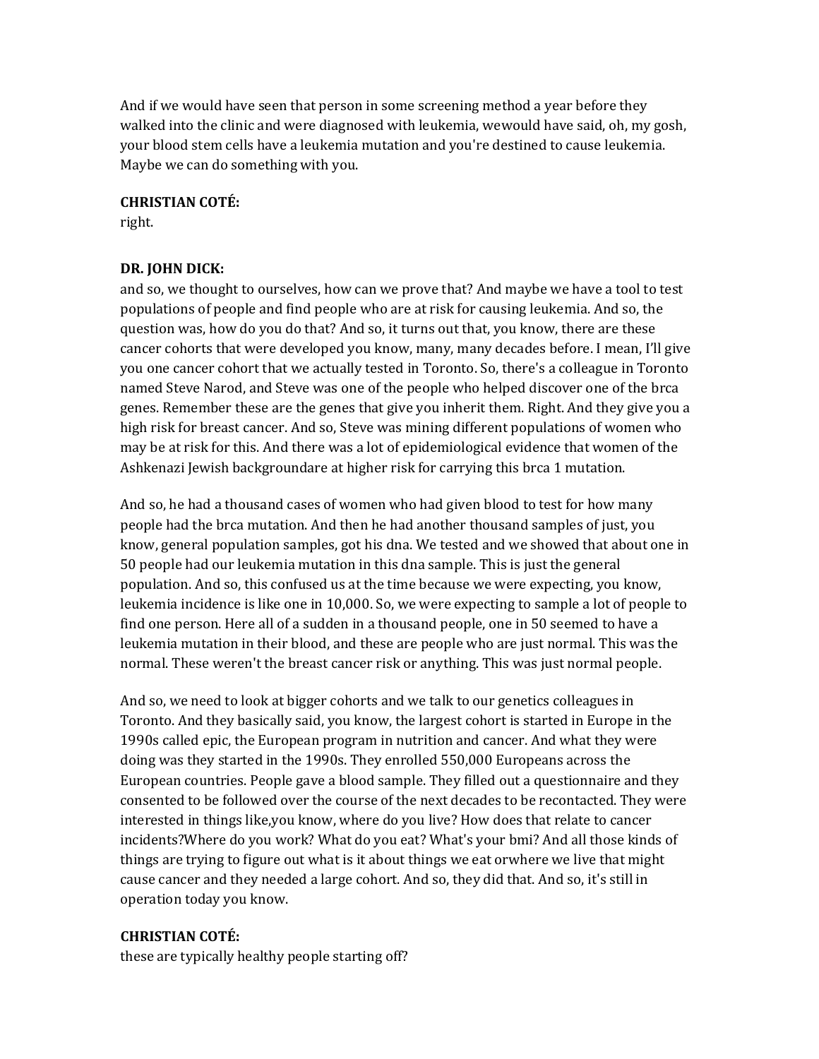And if we would have seen that person in some screening method a year before they walked into the clinic and were diagnosed with leukemia, wewould have said, oh, my gosh, your blood stem cells have a leukemia mutation and you're destined to cause leukemia. Maybe we can do something with you.

**CHRISTIAN COTÉ:**
right.

**DR. JOHN DICK:**
and so, we thought to ourselves, how can we prove that? And maybe we have a tool to test populations of people and find people who are at risk for causing leukemia. And so, the question was, how do you do that? And so, it turns out that, you know, there are these cancer cohorts that were developed you know, many, many decades before. I mean, I'll give you one cancer cohort that we actually tested in Toronto. So, there's a colleague in Toronto named Steve Narod, and Steve was one of the people who helped discover one of the brca genes. Remember these are the genes that give you inherit them. Right. And they give you a high risk for breast cancer. And so, Steve was mining different populations of women who may be at risk for this. And there was a lot of epidemiological evidence that women of the Ashkenazi Jewish backgroundare at higher risk for carrying this brca 1 mutation.

And so, he had a thousand cases of women who had given blood to test for how many people had the brca mutation. And then he had another thousand samples of just, you know, general population samples, got his dna. We tested and we showed that about one in 50 people had our leukemia mutation in this dna sample. This is just the general population. And so, this confused us at the time because we were expecting, you know, leukemia incidence is like one in 10,000. So, we were expecting to sample a lot of people to find one person. Here all of a sudden in a thousand people, one in 50 seemed to have a leukemia mutation in their blood, and these are people who are just normal. This was the normal. These weren't the breast cancer risk or anything. This was just normal people.

And so, we need to look at bigger cohorts and we talk to our genetics colleagues in Toronto. And they basically said, you know, the largest cohort is started in Europe in the 1990s called epic, the European program in nutrition and cancer. And what they were doing was they started in the 1990s. They enrolled 550,000 Europeans across the European countries. People gave a blood sample. They filled out a questionnaire and they consented to be followed over the course of the next decades to be recontacted. They were interested in things like,you know, where do you live? How does that relate to cancer incidents?Where do you work? What do you eat? What's your bmi? And all those kinds of things are trying to figure out what is it about things we eat orwhere we live that might cause cancer and they needed a large cohort. And so, they did that. And so, it's still in operation today you know.

**CHRISTIAN COTÉ:**
these are typically healthy people starting off?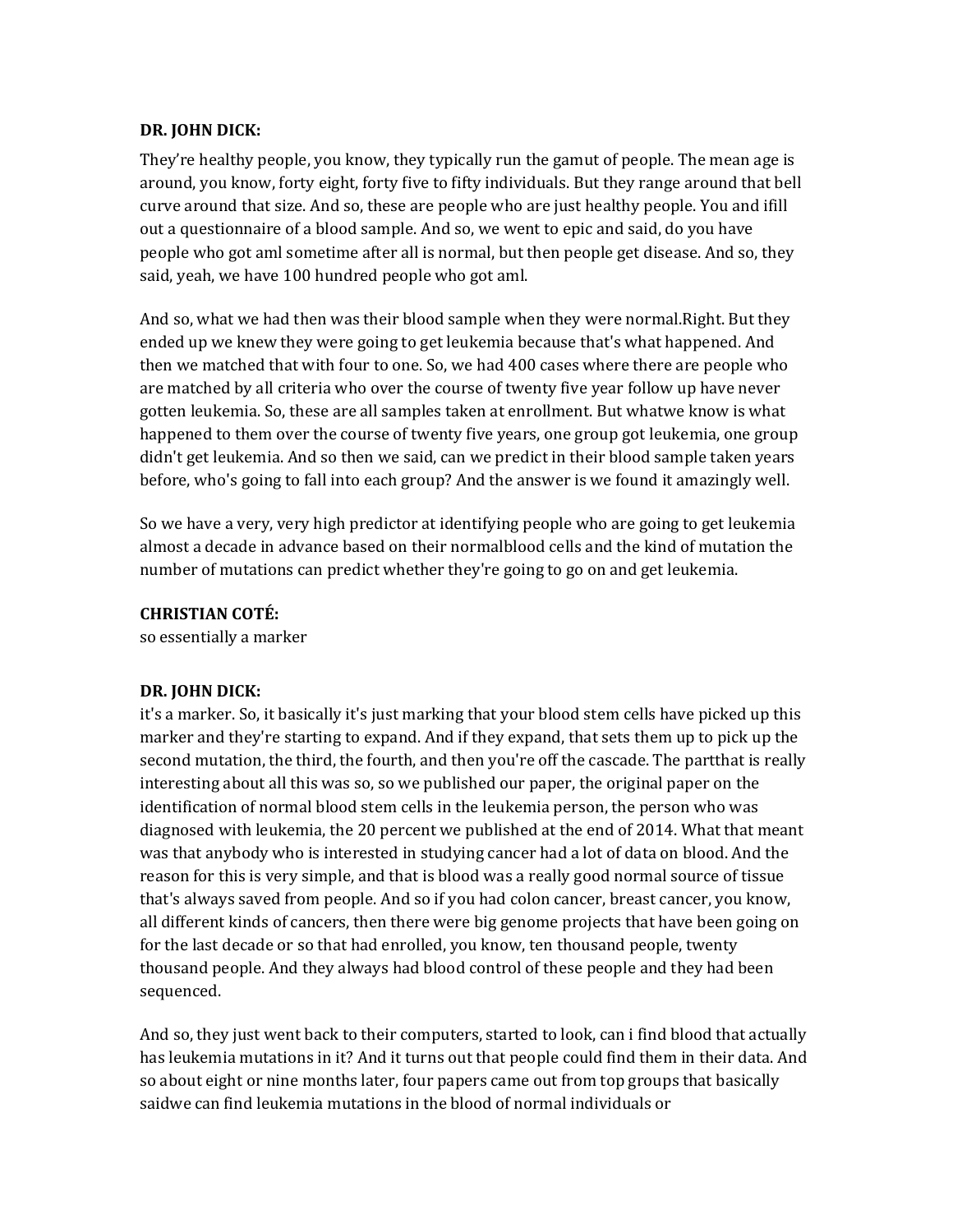**DR. JOHN DICK:**

They're healthy people, you know, they typically run the gamut of people. The mean age is around, you know, forty eight, forty five to fifty individuals. But they range around that bell curve around that size. And so, these are people who are just healthy people. You and ifill out a questionnaire of a blood sample. And so, we went to epic and said, do you have people who got aml sometime after all is normal, but then people get disease. And so, they said, yeah, we have 100 hundred people who got aml.

And so, what we had then was their blood sample when they were normal.Right. But they ended up we knew they were going to get leukemia because that's what happened. And then we matched that with four to one. So, we had 400 cases where there are people who are matched by all criteria who over the course of twenty five year follow up have never gotten leukemia. So, these are all samples taken at enrollment. But whatwe know is what happened to them over the course of twenty five years, one group got leukemia, one group didn't get leukemia. And so then we said, can we predict in their blood sample taken years before, who's going to fall into each group? And the answer is we found it amazingly well.

So we have a very, very high predictor at identifying people who are going to get leukemia almost a decade in advance based on their normalblood cells and the kind of mutation the number of mutations can predict whether they're going to go on and get leukemia.

**CHRISTIAN COTÉ:**
so essentially a marker

**DR. JOHN DICK:**
it's a marker. So, it basically it's just marking that your blood stem cells have picked up this marker and they're starting to expand. And if they expand, that sets them up to pick up the second mutation, the third, the fourth, and then you're off the cascade. The partthat is really interesting about all this was so, so we published our paper, the original paper on the identification of normal blood stem cells in the leukemia person, the person who was diagnosed with leukemia, the 20 percent we published at the end of 2014. What that meant was that anybody who is interested in studying cancer had a lot of data on blood. And the reason for this is very simple, and that is blood was a really good normal source of tissue that's always saved from people. And so if you had colon cancer, breast cancer, you know, all different kinds of cancers, then there were big genome projects that have been going on for the last decade or so that had enrolled, you know, ten thousand people, twenty thousand people. And they always had blood control of these people and they had been sequenced.

And so, they just went back to their computers, started to look, can i find blood that actually has leukemia mutations in it? And it turns out that people could find them in their data. And so about eight or nine months later, four papers came out from top groups that basically saidwe can find leukemia mutations in the blood of normal individuals or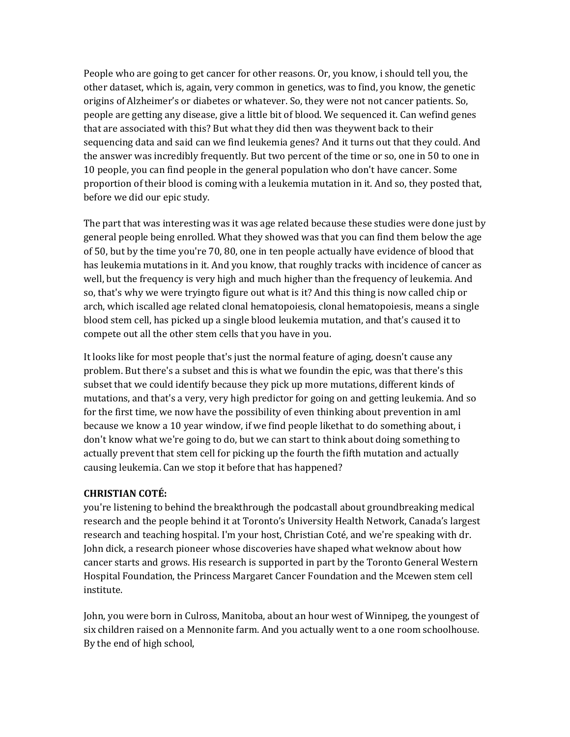People who are going to get cancer for other reasons. Or, you know, i should tell you, the other dataset, which is, again, very common in genetics, was to find, you know, the genetic origins of Alzheimer's or diabetes or whatever. So, they were not not cancer patients. So, people are getting any disease, give a little bit of blood. We sequenced it. Can wefind genes that are associated with this? But what they did then was theywent back to their sequencing data and said can we find leukemia genes? And it turns out that they could. And the answer was incredibly frequently. But two percent of the time or so, one in 50 to one in 10 people, you can find people in the general population who don't have cancer. Some proportion of their blood is coming with a leukemia mutation in it. And so, they posted that, before we did our epic study.

The part that was interesting was it was age related because these studies were done just by general people being enrolled. What they showed was that you can find them below the age of 50, but by the time you're 70, 80, one in ten people actually have evidence of blood that has leukemia mutations in it. And you know, that roughly tracks with incidence of cancer as well, but the frequency is very high and much higher than the frequency of leukemia. And so, that's why we were tryingto figure out what is it? And this thing is now called chip or arch, which iscalled age related clonal hematopoiesis, clonal hematopoiesis, means a single blood stem cell, has picked up a single blood leukemia mutation, and that's caused it to compete out all the other stem cells that you have in you.

It looks like for most people that's just the normal feature of aging, doesn't cause any problem. But there's a subset and this is what we foundin the epic, was that there's this subset that we could identify because they pick up more mutations, different kinds of mutations, and that's a very, very high predictor for going on and getting leukemia. And so for the first time, we now have the possibility of even thinking about prevention in aml because we know a 10 year window, if we find people likethat to do something about, i don't know what we're going to do, but we can start to think about doing something to actually prevent that stem cell for picking up the fourth the fifth mutation and actually causing leukemia. Can we stop it before that has happened?

**CHRISTIAN COTÉ:**
you're listening to behind the breakthrough the podcastall about groundbreaking medical research and the people behind it at Toronto's University Health Network, Canada's largest research and teaching hospital. I'm your host, Christian Coté, and we're speaking with dr. John dick, a research pioneer whose discoveries have shaped what weknow about how cancer starts and grows. His research is supported in part by the Toronto General Western Hospital Foundation, the Princess Margaret Cancer Foundation and the Mcewen stem cell institute.

John, you were born in Culross, Manitoba, about an hour west of Winnipeg, the youngest of six children raised on a Mennonite farm. And you actually went to a one room schoolhouse. By the end of high school,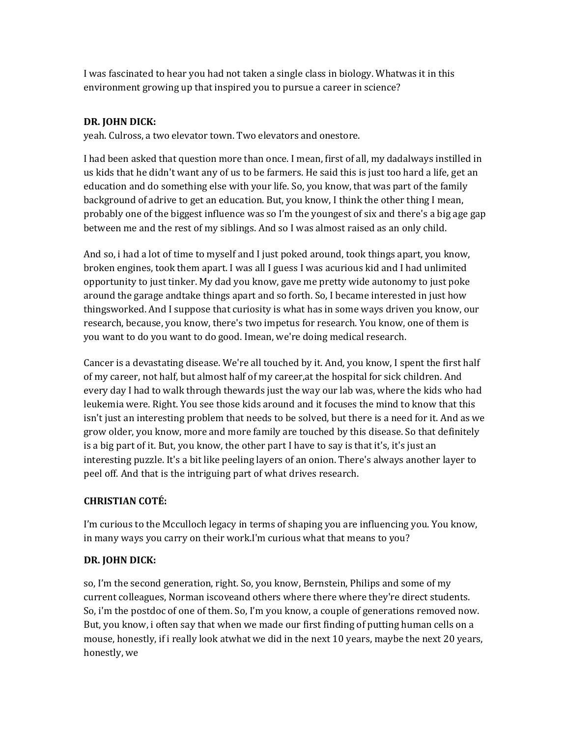I was fascinated to hear you had not taken a single class in biology. Whatwas it in this environment growing up that inspired you to pursue a career in science?

**DR. JOHN DICK:**

yeah. Culross, a two elevator town. Two elevators and onestore.

I had been asked that question more than once. I mean, first of all, my dadalways instilled in us kids that he didn't want any of us to be farmers. He said this is just too hard a life, get an education and do something else with your life. So, you know, that was part of the family background of adrive to get an education. But, you know, I think the other thing I mean, probably one of the biggest influence was so I'm the youngest of six and there's a big age gap between me and the rest of my siblings. And so I was almost raised as an only child.

And so, i had a lot of time to myself and I just poked around, took things apart, you know, broken engines, took them apart. I was all I guess I was acurious kid and I had unlimited opportunity to just tinker. My dad you know, gave me pretty wide autonomy to just poke around the garage andtake things apart and so forth. So, I became interested in just how thingsworked. And I suppose that curiosity is what has in some ways driven you know, our research, because, you know, there's two impetus for research. You know, one of them is you want to do you want to do good. Imean, we're doing medical research.

Cancer is a devastating disease. We're all touched by it. And, you know, I spent the first half of my career, not half, but almost half of my career,at the hospital for sick children. And every day I had to walk through thewards just the way our lab was, where the kids who had leukemia were. Right. You see those kids around and it focuses the mind to know that this isn't just an interesting problem that needs to be solved, but there is a need for it. And as we grow older, you know, more and more family are touched by this disease. So that definitely is a big part of it. But, you know, the other part I have to say is that it's, it's just an interesting puzzle. It's a bit like peeling layers of an onion. There's always another layer to peel off. And that is the intriguing part of what drives research.

**CHRISTIAN COTÉ:**

I'm curious to the Mcculloch legacy in terms of shaping you are influencing you. You know, in many ways you carry on their work.I'm curious what that means to you?

**DR. JOHN DICK:**

so, I'm the second generation, right. So, you know, Bernstein, Philips and some of my current colleagues, Norman iscoveand others where there where they're direct students. So, i'm the postdoc of one of them. So, I'm you know, a couple of generations removed now. But, you know, i often say that when we made our first finding of putting human cells on a mouse, honestly, if i really look atwhat we did in the next 10 years, maybe the next 20 years, honestly, we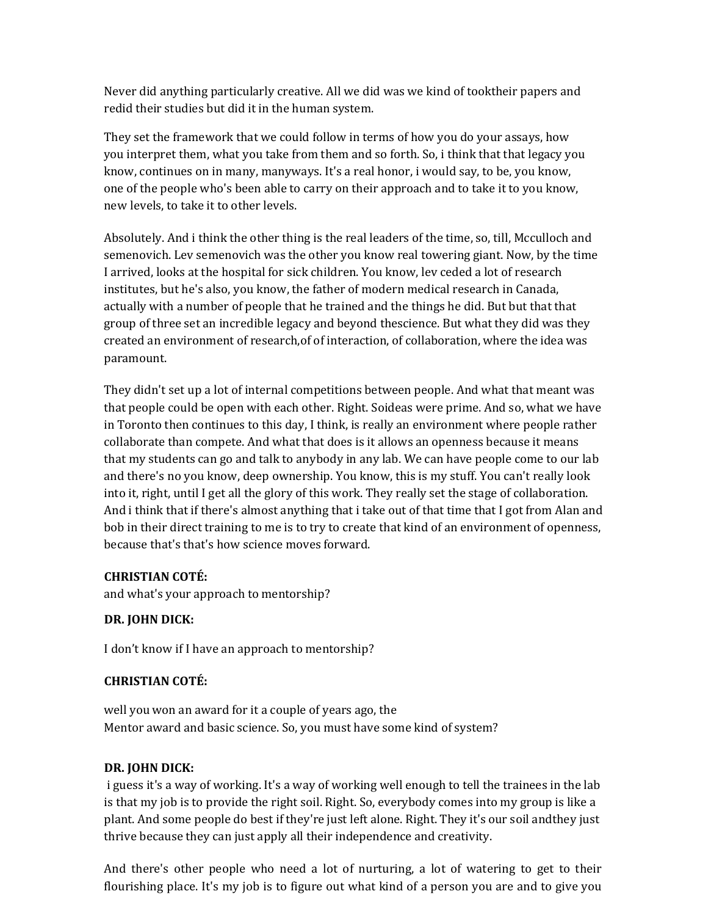Never did anything particularly creative. All we did was we kind of tooktheir papers and redid their studies but did it in the human system.

They set the framework that we could follow in terms of how you do your assays, how you interpret them, what you take from them and so forth. So, i think that that legacy you know, continues on in many, manyways. It's a real honor, i would say, to be, you know, one of the people who's been able to carry on their approach and to take it to you know, new levels, to take it to other levels.

Absolutely. And i think the other thing is the real leaders of the time, so, till, Mcculloch and semenovich. Lev semenovich was the other you know real towering giant. Now, by the time I arrived, looks at the hospital for sick children. You know, lev ceded a lot of research institutes, but he's also, you know, the father of modern medical research in Canada, actually with a number of people that he trained and the things he did. But but that that group of three set an incredible legacy and beyond thescience. But what they did was they created an environment of research,of of interaction, of collaboration, where the idea was paramount.

They didn't set up a lot of internal competitions between people. And what that meant was that people could be open with each other. Right. Soideas were prime. And so, what we have in Toronto then continues to this day, I think, is really an environment where people rather collaborate than compete. And what that does is it allows an openness because it means that my students can go and talk to anybody in any lab. We can have people come to our lab and there's no you know, deep ownership. You know, this is my stuff. You can't really look into it, right, until I get all the glory of this work. They really set the stage of collaboration. And i think that if there's almost anything that i take out of that time that I got from Alan and bob in their direct training to me is to try to create that kind of an environment of openness, because that's that's how science moves forward.

**CHRISTIAN COTÉ:**
and what's your approach to mentorship?

**DR. JOHN DICK:**

I don't know if I have an approach to mentorship?

**CHRISTIAN COTÉ:**

well you won an award for it a couple of years ago, the
Mentor award and basic science. So, you must have some kind of system?

**DR. JOHN DICK:**

i guess it's a way of working. It's a way of working well enough to tell the trainees in the lab is that my job is to provide the right soil. Right. So, everybody comes into my group is like a plant. And some people do best if they're just left alone. Right. They it's our soil andthey just thrive because they can just apply all their independence and creativity.

And there's other people who need a lot of nurturing, a lot of watering to get to their flourishing place. It's my job is to figure out what kind of a person you are and to give you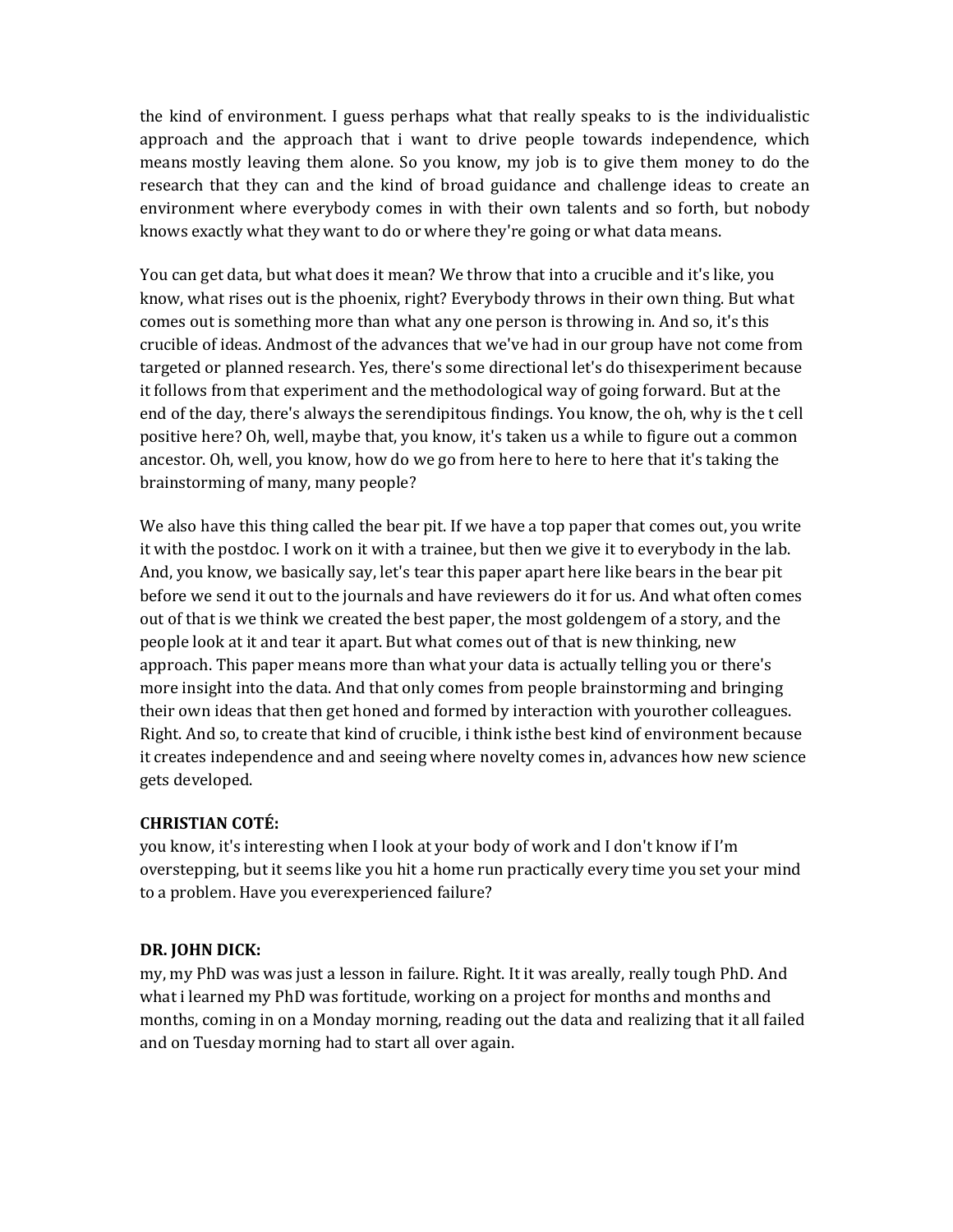the kind of environment. I guess perhaps what that really speaks to is the individualistic approach and the approach that i want to drive people towards independence, which means mostly leaving them alone. So you know, my job is to give them money to do the research that they can and the kind of broad guidance and challenge ideas to create an environment where everybody comes in with their own talents and so forth, but nobody knows exactly what they want to do or where they're going or what data means.

You can get data, but what does it mean? We throw that into a crucible and it's like, you know, what rises out is the phoenix, right? Everybody throws in their own thing. But what comes out is something more than what any one person is throwing in. And so, it's this crucible of ideas. Andmost of the advances that we've had in our group have not come from targeted or planned research. Yes, there's some directional let's do thisexperiment because it follows from that experiment and the methodological way of going forward. But at the end of the day, there's always the serendipitous findings. You know, the oh, why is the t cell positive here? Oh, well, maybe that, you know, it's taken us a while to figure out a common ancestor. Oh, well, you know, how do we go from here to here to here that it's taking the brainstorming of many, many people?

We also have this thing called the bear pit. If we have a top paper that comes out, you write it with the postdoc. I work on it with a trainee, but then we give it to everybody in the lab. And, you know, we basically say, let's tear this paper apart here like bears in the bear pit before we send it out to the journals and have reviewers do it for us. And what often comes out of that is we think we created the best paper, the most goldengem of a story, and the people look at it and tear it apart. But what comes out of that is new thinking, new approach. This paper means more than what your data is actually telling you or there's more insight into the data. And that only comes from people brainstorming and bringing their own ideas that then get honed and formed by interaction with yourother colleagues. Right. And so, to create that kind of crucible, i think isthe best kind of environment because it creates independence and and seeing where novelty comes in, advances how new science gets developed.

**CHRISTIAN COTÉ:**
you know, it's interesting when I look at your body of work and I don't know if I'm overstepping, but it seems like you hit a home run practically every time you set your mind to a problem. Have you everexperienced failure?

**DR. JOHN DICK:**
my, my PhD was was just a lesson in failure. Right. It it was areally, really tough PhD. And what i learned my PhD was fortitude, working on a project for months and months and months, coming in on a Monday morning, reading out the data and realizing that it all failed and on Tuesday morning had to start all over again.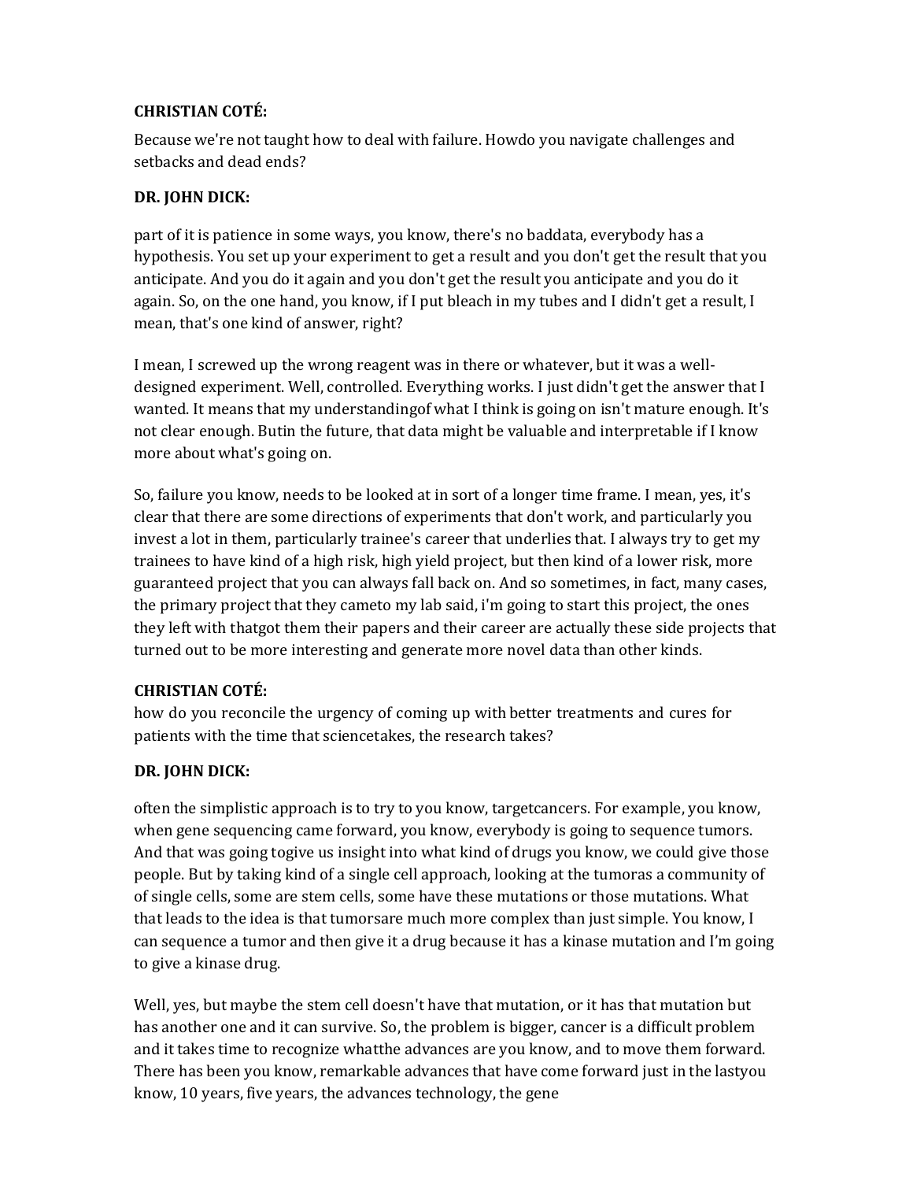**CHRISTIAN COTÉ:**

Because we're not taught how to deal with failure. Howdo you navigate challenges and setbacks and dead ends?

**DR. JOHN DICK:**

part of it is patience in some ways, you know, there's no baddata, everybody has a hypothesis. You set up your experiment to get a result and you don't get the result that you anticipate. And you do it again and you don't get the result you anticipate and you do it again. So, on the one hand, you know, if I put bleach in my tubes and I didn't get a result, I mean, that's one kind of answer, right?

I mean, I screwed up the wrong reagent was in there or whatever, but it was a well-designed experiment. Well, controlled. Everything works. I just didn't get the answer that I wanted. It means that my understandingof what I think is going on isn't mature enough. It's not clear enough. Butin the future, that data might be valuable and interpretable if I know more about what's going on.

So, failure you know, needs to be looked at in sort of a longer time frame. I mean, yes, it's clear that there are some directions of experiments that don't work, and particularly you invest a lot in them, particularly trainee's career that underlies that. I always try to get my trainees to have kind of a high risk, high yield project, but then kind of a lower risk, more guaranteed project that you can always fall back on. And so sometimes, in fact, many cases, the primary project that they cameto my lab said, i'm going to start this project, the ones they left with thatgot them their papers and their career are actually these side projects that turned out to be more interesting and generate more novel data than other kinds.

**CHRISTIAN COTÉ:**

how do you reconcile the urgency of coming up with better treatments and cures for patients with the time that sciencetakes, the research takes?

**DR. JOHN DICK:**

often the simplistic approach is to try to you know, targetcancers. For example, you know, when gene sequencing came forward, you know, everybody is going to sequence tumors. And that was going togive us insight into what kind of drugs you know, we could give those people. But by taking kind of a single cell approach, looking at the tumoras a community of of single cells, some are stem cells, some have these mutations or those mutations. What that leads to the idea is that tumorsare much more complex than just simple. You know, I can sequence a tumor and then give it a drug because it has a kinase mutation and I'm going to give a kinase drug.

Well, yes, but maybe the stem cell doesn't have that mutation, or it has that mutation but has another one and it can survive. So, the problem is bigger, cancer is a difficult problem and it takes time to recognize whatthe advances are you know, and to move them forward. There has been you know, remarkable advances that have come forward just in the lastyou know, 10 years, five years, the advances technology, the gene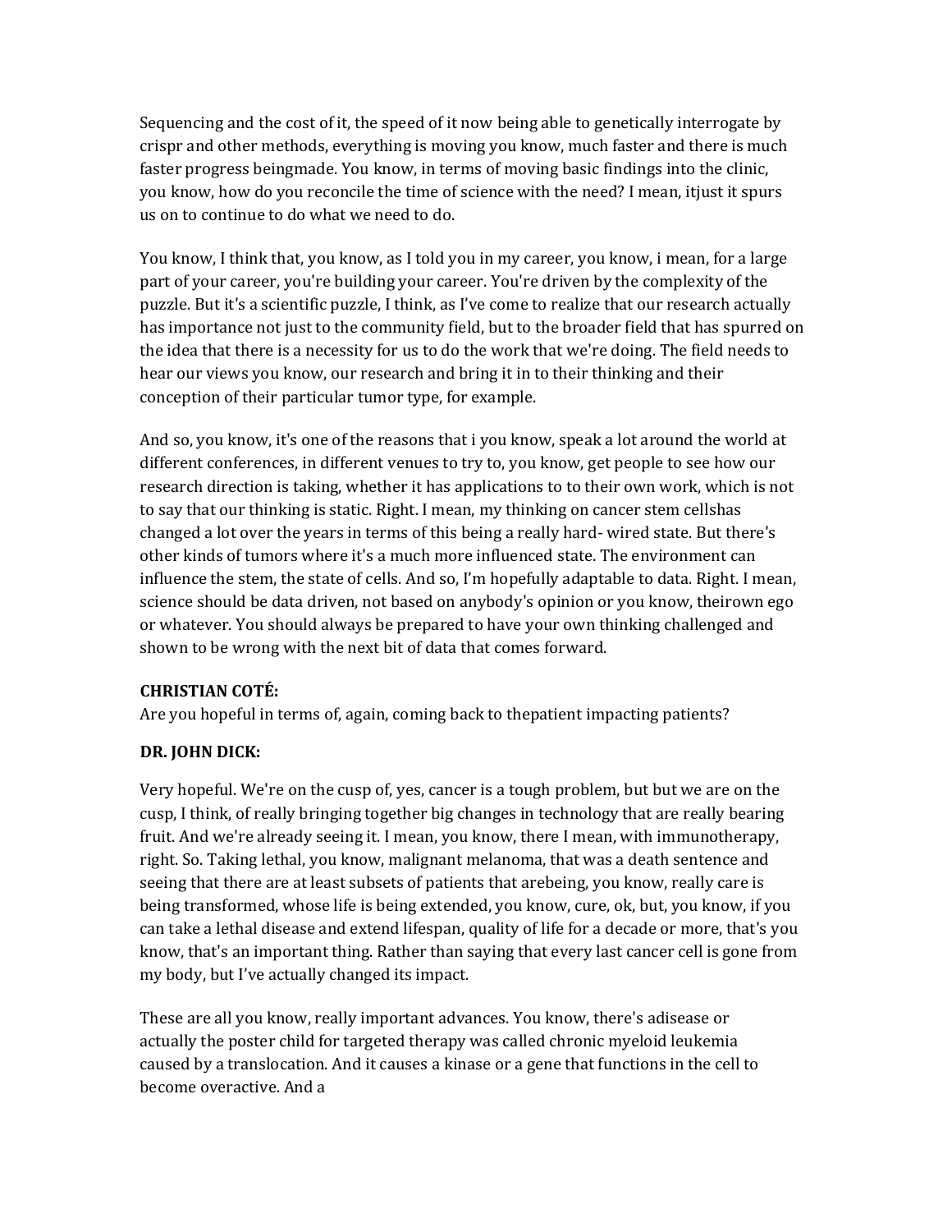Sequencing and the cost of it, the speed of it now being able to genetically interrogate by crispr and other methods, everything is moving you know, much faster and there is much faster progress beingmade. You know, in terms of moving basic findings into the clinic, you know, how do you reconcile the time of science with the need? I mean, itjust it spurs us on to continue to do what we need to do.

You know, I think that, you know, as I told you in my career, you know, i mean, for a large part of your career, you're building your career. You're driven by the complexity of the puzzle. But it's a scientific puzzle, I think, as I've come to realize that our research actually has importance not just to the community field, but to the broader field that has spurred on the idea that there is a necessity for us to do the work that we're doing. The field needs to hear our views you know, our research and bring it in to their thinking and their conception of their particular tumor type, for example.

And so, you know, it's one of the reasons that i you know, speak a lot around the world at different conferences, in different venues to try to, you know, get people to see how our research direction is taking, whether it has applications to to their own work, which is not to say that our thinking is static. Right. I mean, my thinking on cancer stem cellshas changed a lot over the years in terms of this being a really hard- wired state. But there's other kinds of tumors where it's a much more influenced state. The environment can influence the stem, the state of cells. And so, I'm hopefully adaptable to data. Right. I mean, science should be data driven, not based on anybody's opinion or you know, theirown ego or whatever. You should always be prepared to have your own thinking challenged and shown to be wrong with the next bit of data that comes forward.

**CHRISTIAN COTÉ:**

Are you hopeful in terms of, again, coming back to thepatient impacting patients?

**DR. JOHN DICK:**

Very hopeful. We're on the cusp of, yes, cancer is a tough problem, but but we are on the cusp, I think, of really bringing together big changes in technology that are really bearing fruit. And we're already seeing it. I mean, you know, there I mean, with immunotherapy, right. So. Taking lethal, you know, malignant melanoma, that was a death sentence and seeing that there are at least subsets of patients that arebeing, you know, really care is being transformed, whose life is being extended, you know, cure, ok, but, you know, if you can take a lethal disease and extend lifespan, quality of life for a decade or more, that's you know, that's an important thing. Rather than saying that every last cancer cell is gone from my body, but I've actually changed its impact.

These are all you know, really important advances. You know, there's adisease or actually the poster child for targeted therapy was called chronic myeloid leukemia caused by a translocation. And it causes a kinase or a gene that functions in the cell to become overactive. And a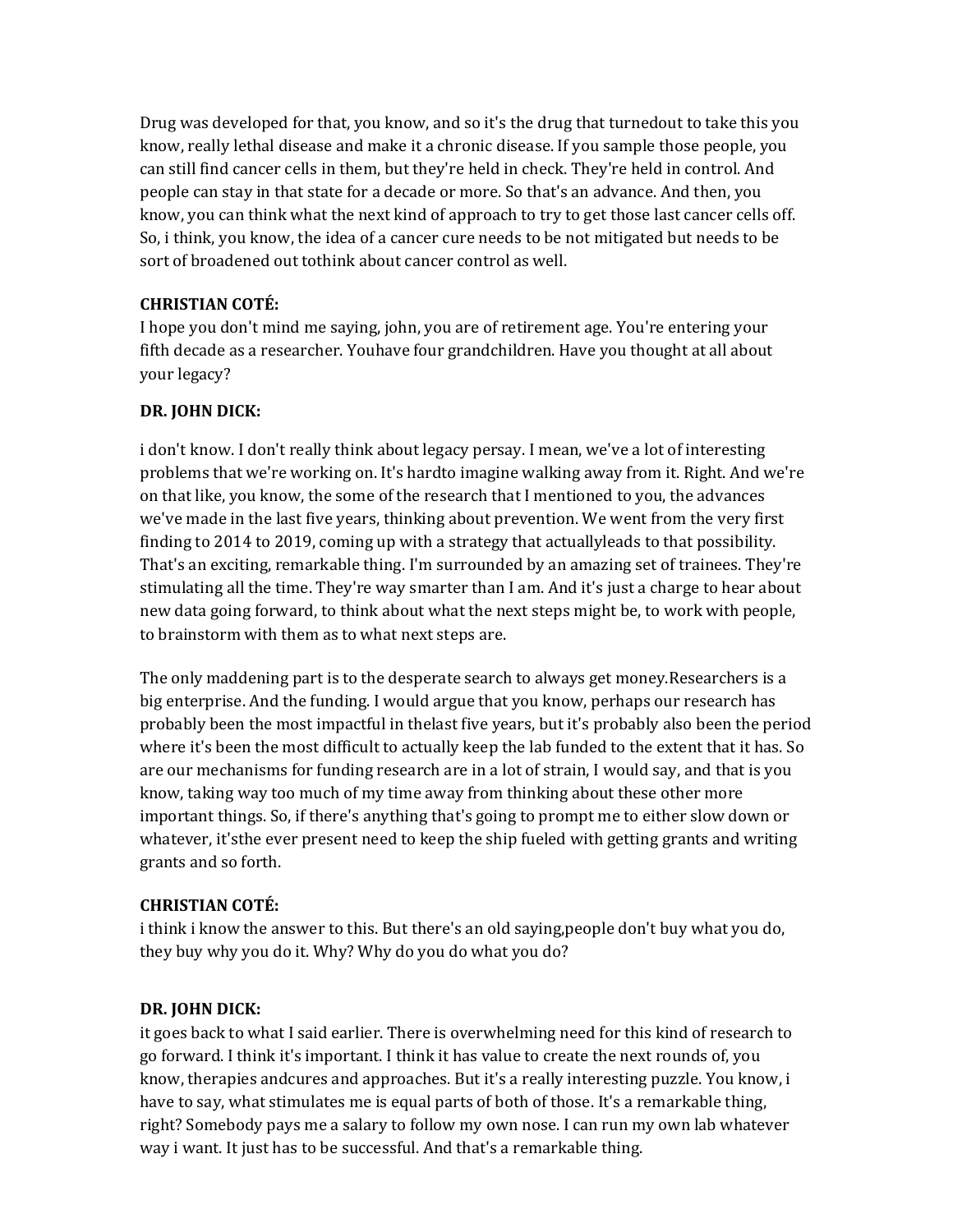Drug was developed for that, you know, and so it's the drug that turnedout to take this you know, really lethal disease and make it a chronic disease. If you sample those people, you can still find cancer cells in them, but they're held in check. They're held in control. And people can stay in that state for a decade or more. So that's an advance. And then, you know, you can think what the next kind of approach to try to get those last cancer cells off. So, i think, you know, the idea of a cancer cure needs to be not mitigated but needs to be sort of broadened out tothink about cancer control as well.

**CHRISTIAN COTÉ:**
I hope you don't mind me saying, john, you are of retirement age. You're entering your fifth decade as a researcher. Youhave four grandchildren. Have you thought at all about your legacy?

**DR. JOHN DICK:**

i don't know. I don't really think about legacy persay. I mean, we've a lot of interesting problems that we're working on. It's hardto imagine walking away from it. Right. And we're on that like, you know, the some of the research that I mentioned to you, the advances we've made in the last five years, thinking about prevention. We went from the very first finding to 2014 to 2019, coming up with a strategy that actuallyleads to that possibility. That's an exciting, remarkable thing. I'm surrounded by an amazing set of trainees. They're stimulating all the time. They're way smarter than I am. And it's just a charge to hear about new data going forward, to think about what the next steps might be, to work with people, to brainstorm with them as to what next steps are.

The only maddening part is to the desperate search to always get money.Researchers is a big enterprise. And the funding. I would argue that you know, perhaps our research has probably been the most impactful in thelast five years, but it's probably also been the period where it's been the most difficult to actually keep the lab funded to the extent that it has. So are our mechanisms for funding research are in a lot of strain, I would say, and that is you know, taking way too much of my time away from thinking about these other more important things. So, if there's anything that's going to prompt me to either slow down or whatever, it'sthe ever present need to keep the ship fueled with getting grants and writing grants and so forth.

**CHRISTIAN COTÉ:**
i think i know the answer to this. But there's an old saying,people don't buy what you do, they buy why you do it. Why? Why do you do what you do?

**DR. JOHN DICK:**
it goes back to what I said earlier. There is overwhelming need for this kind of research to go forward. I think it's important. I think it has value to create the next rounds of, you know, therapies andcures and approaches. But it's a really interesting puzzle. You know, i have to say, what stimulates me is equal parts of both of those. It's a remarkable thing, right? Somebody pays me a salary to follow my own nose. I can run my own lab whatever way i want. It just has to be successful. And that's a remarkable thing.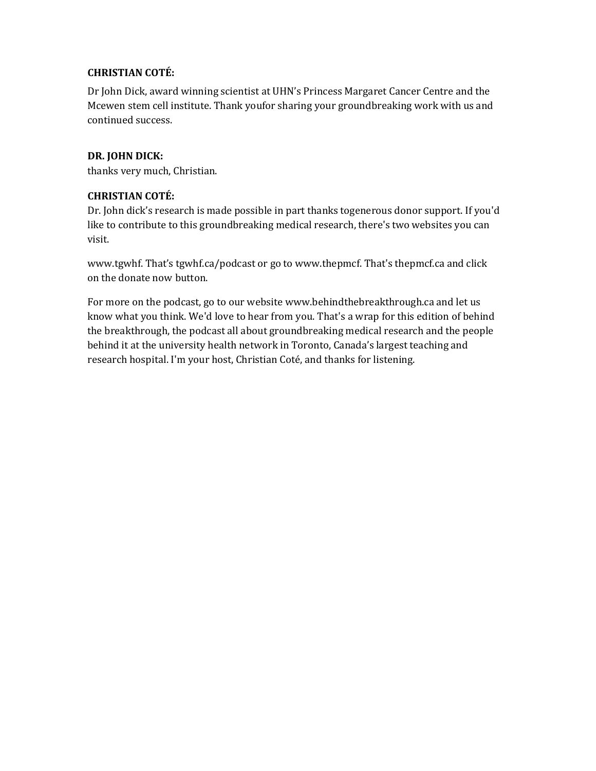**CHRISTIAN COTÉ:**

Dr John Dick, award winning scientist at UHN's Princess Margaret Cancer Centre and the Mcewen stem cell institute. Thank youfor sharing your groundbreaking work with us and continued success.

**DR. JOHN DICK:**

thanks very much, Christian.

**CHRISTIAN COTÉ:**

Dr. John dick's research is made possible in part thanks togenerous donor support. If you'd like to contribute to this groundbreaking medical research, there's two websites you can visit.

www.tgwhf. That's tgwhf.ca/podcast or go to www.thepmcf. That's thepmcf.ca and click on the donate now button.

For more on the podcast, go to our website www.behindthebreakthrough.ca and let us know what you think. We'd love to hear from you. That's a wrap for this edition of behind the breakthrough, the podcast all about groundbreaking medical research and the people behind it at the university health network in Toronto, Canada's largest teaching and research hospital. I'm your host, Christian Coté, and thanks for listening.